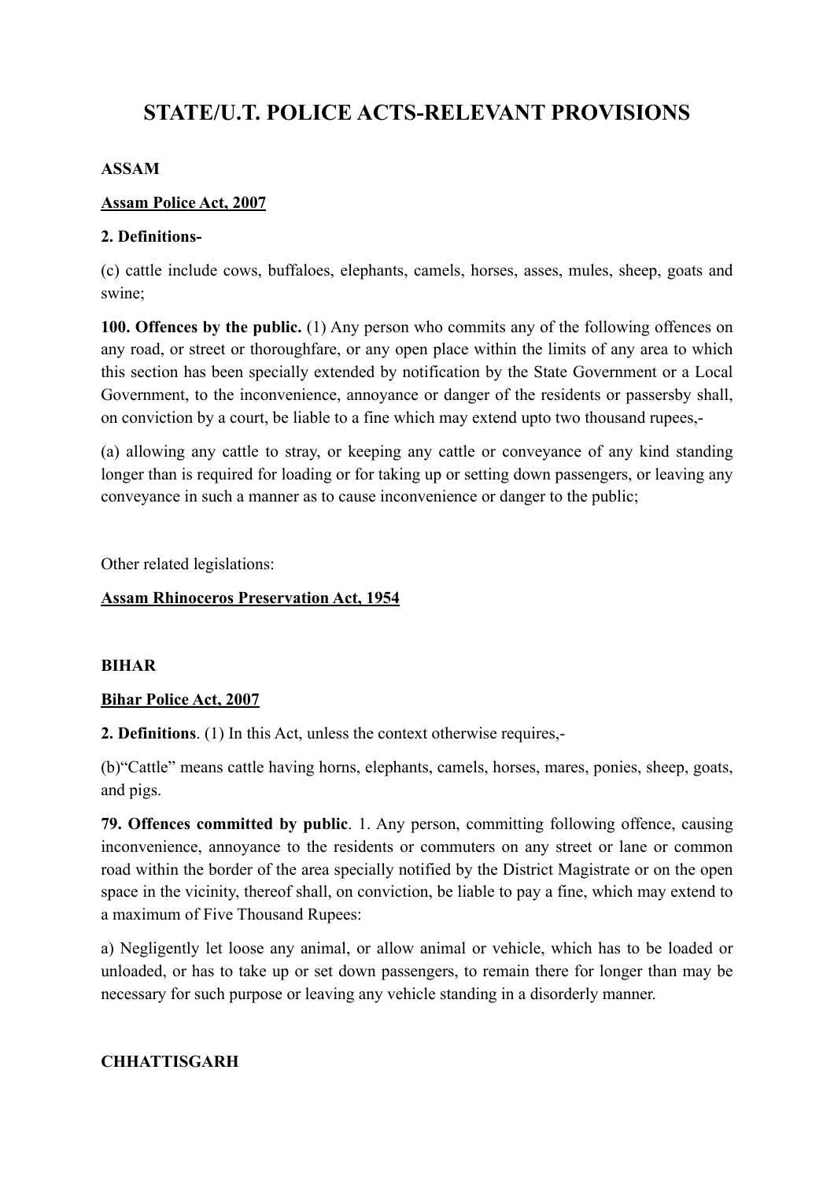# STATE/U.T. POLICE ACTS-RELEVANT PROVISIONS

## ASSAM

### Assam Police Act, 2007

**2. Definitions-**

(c) cattle include cows, buffaloes, elephants, camels, horses, asses, mules, sheep, goats and swine;

**100. Offences by the public.** (1) Any person who commits any of the following offences on any road, or street or thoroughfare, or any open place within the limits of any area to which this section has been specially extended by notification by the State Government or a Local Government, to the inconvenience, annoyance or danger of the residents or passersby shall, on conviction by a court, be liable to a fine which may extend upto two thousand rupees,-

(a) allowing any cattle to stray, or keeping any cattle or conveyance of any kind standing longer than is required for loading or for taking up or setting down passengers, or leaving any conveyance in such a manner as to cause inconvenience or danger to the public;

Other related legislations:

### Assam Rhinoceros Preservation Act, 1954

## BIHAR

### Bihar Police Act, 2007

**2. Definitions**. (1) In this Act, unless the context otherwise requires,-

(b)"Cattle" means cattle having horns, elephants, camels, horses, mares, ponies, sheep, goats, and pigs.

**79. Offences committed by public**. 1. Any person, committing following offence, causing inconvenience, annoyance to the residents or commuters on any street or lane or common road within the border of the area specially notified by the District Magistrate or on the open space in the vicinity, thereof shall, on conviction, be liable to pay a fine, which may extend to a maximum of Five Thousand Rupees:

a) Negligently let loose any animal, or allow animal or vehicle, which has to be loaded or unloaded, or has to take up or set down passengers, to remain there for longer than may be necessary for such purpose or leaving any vehicle standing in a disorderly manner.

## CHHATTISGARH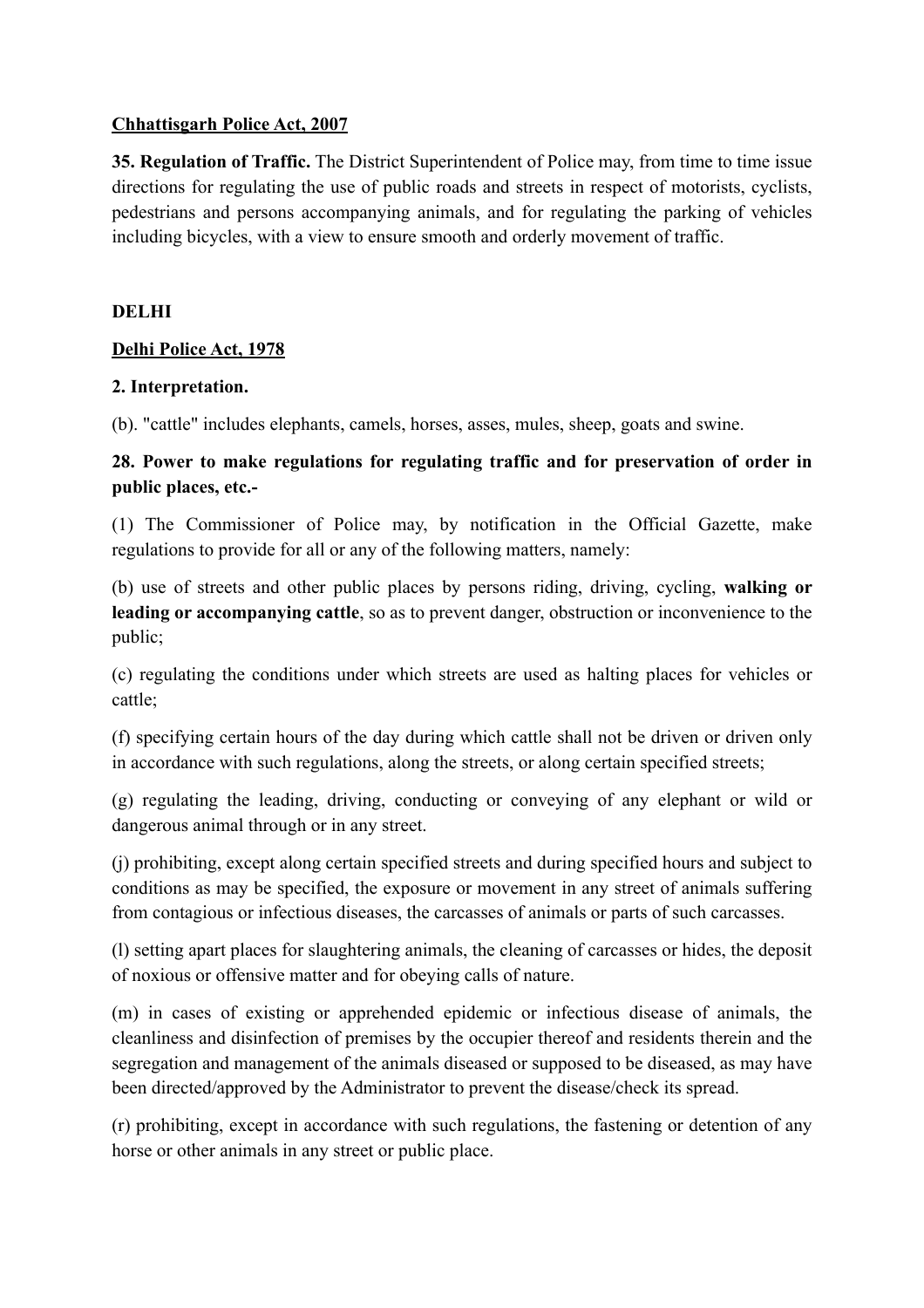**Chhattisgarh Police Act, 2007**

**35. Regulation of Traffic.** The District Superintendent of Police may, from time to time issue directions for regulating the use of public roads and streets in respect of motorists, cyclists, pedestrians and persons accompanying animals, and for regulating the parking of vehicles including bicycles, with a view to ensure smooth and orderly movement of traffic.

**DELHI**

**Delhi Police Act, 1978**

**2. Interpretation.**

(b). "cattle" includes elephants, camels, horses, asses, mules, sheep, goats and swine.

**28. Power to make regulations for regulating traffic and for preservation of order in public places, etc.-**

(1) The Commissioner of Police may, by notification in the Official Gazette, make regulations to provide for all or any of the following matters, namely:

(b) use of streets and other public places by persons riding, driving, cycling, **walking or leading or accompanying cattle**, so as to prevent danger, obstruction or inconvenience to the public;

(c) regulating the conditions under which streets are used as halting places for vehicles or cattle;

(f) specifying certain hours of the day during which cattle shall not be driven or driven only in accordance with such regulations, along the streets, or along certain specified streets;

(g) regulating the leading, driving, conducting or conveying of any elephant or wild or dangerous animal through or in any street.

(j) prohibiting, except along certain specified streets and during specified hours and subject to conditions as may be specified, the exposure or movement in any street of animals suffering from contagious or infectious diseases, the carcasses of animals or parts of such carcasses.

(l) setting apart places for slaughtering animals, the cleaning of carcasses or hides, the deposit of noxious or offensive matter and for obeying calls of nature.

(m) in cases of existing or apprehended epidemic or infectious disease of animals, the cleanliness and disinfection of premises by the occupier thereof and residents therein and the segregation and management of the animals diseased or supposed to be diseased, as may have been directed/approved by the Administrator to prevent the disease/check its spread.

(r) prohibiting, except in accordance with such regulations, the fastening or detention of any horse or other animals in any street or public place.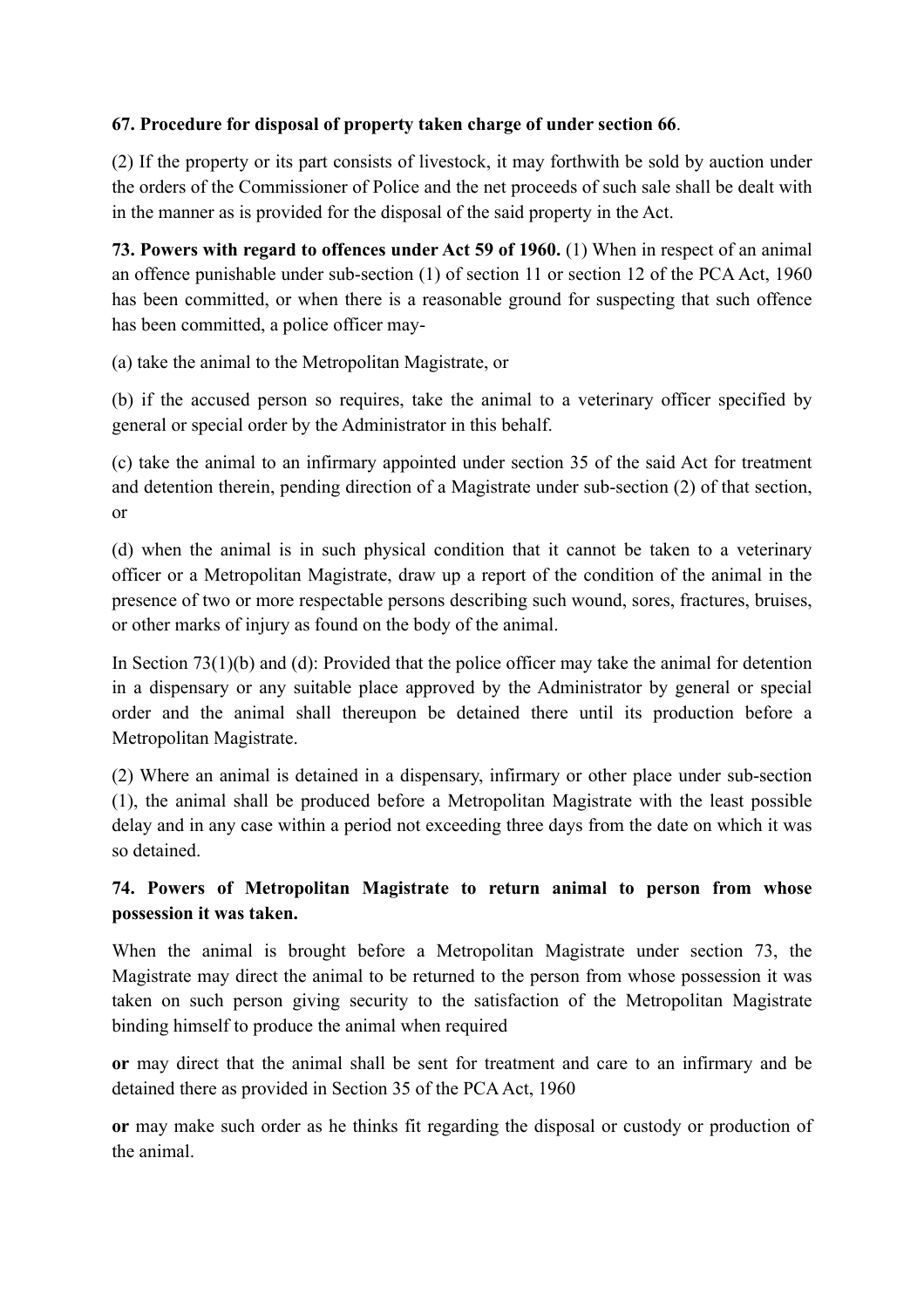**67. Procedure for disposal of property taken charge of under section 66**.

(2) If the property or its part consists of livestock, it may forthwith be sold by auction under the orders of the Commissioner of Police and the net proceeds of such sale shall be dealt with in the manner as is provided for the disposal of the said property in the Act.

**73. Powers with regard to offences under Act 59 of 1960.** (1) When in respect of an animal an offence punishable under sub-section (1) of section 11 or section 12 of the PCA Act, 1960 has been committed, or when there is a reasonable ground for suspecting that such offence has been committed, a police officer may-

(a) take the animal to the Metropolitan Magistrate, or

(b) if the accused person so requires, take the animal to a veterinary officer specified by general or special order by the Administrator in this behalf.

(c) take the animal to an infirmary appointed under section 35 of the said Act for treatment and detention therein, pending direction of a Magistrate under sub-section (2) of that section, or

(d) when the animal is in such physical condition that it cannot be taken to a veterinary officer or a Metropolitan Magistrate, draw up a report of the condition of the animal in the presence of two or more respectable persons describing such wound, sores, fractures, bruises, or other marks of injury as found on the body of the animal.

In Section 73(1)(b) and (d): Provided that the police officer may take the animal for detention in a dispensary or any suitable place approved by the Administrator by general or special order and the animal shall thereupon be detained there until its production before a Metropolitan Magistrate.

(2) Where an animal is detained in a dispensary, infirmary or other place under sub-section (1), the animal shall be produced before a Metropolitan Magistrate with the least possible delay and in any case within a period not exceeding three days from the date on which it was so detained.

**74. Powers of Metropolitan Magistrate to return animal to person from whose possession it was taken.**

When the animal is brought before a Metropolitan Magistrate under section 73, the Magistrate may direct the animal to be returned to the person from whose possession it was taken on such person giving security to the satisfaction of the Metropolitan Magistrate binding himself to produce the animal when required

**or** may direct that the animal shall be sent for treatment and care to an infirmary and be detained there as provided in Section 35 of the PCA Act, 1960

**or** may make such order as he thinks fit regarding the disposal or custody or production of the animal.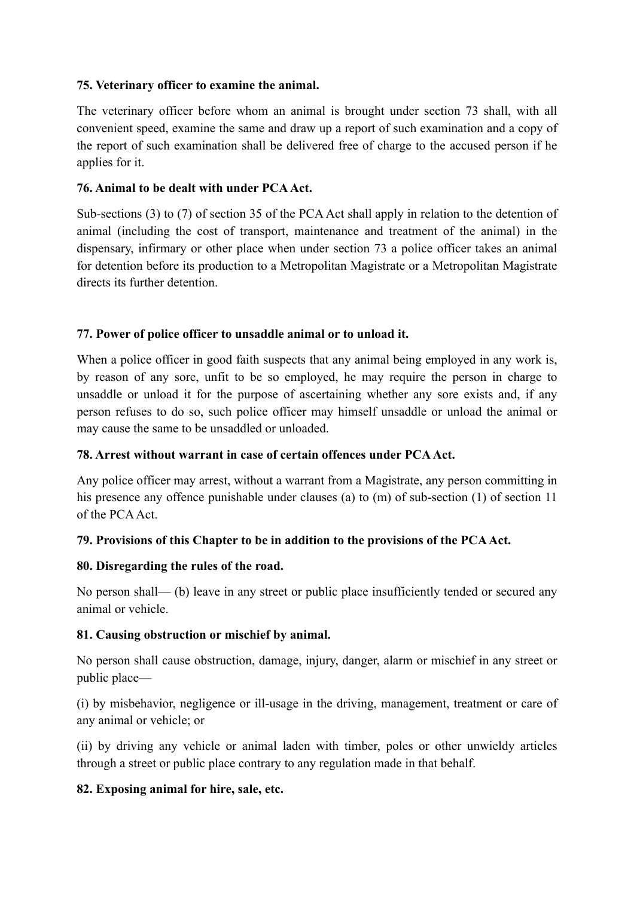**75. Veterinary officer to examine the animal.**

The veterinary officer before whom an animal is brought under section 73 shall, with all convenient speed, examine the same and draw up a report of such examination and a copy of the report of such examination shall be delivered free of charge to the accused person if he applies for it.

**76. Animal to be dealt with under PCA Act.**

Sub-sections (3) to (7) of section 35 of the PCA Act shall apply in relation to the detention of animal (including the cost of transport, maintenance and treatment of the animal) in the dispensary, infirmary or other place when under section 73 a police officer takes an animal for detention before its production to a Metropolitan Magistrate or a Metropolitan Magistrate directs its further detention.

**77. Power of police officer to unsaddle animal or to unload it.**

When a police officer in good faith suspects that any animal being employed in any work is, by reason of any sore, unfit to be so employed, he may require the person in charge to unsaddle or unload it for the purpose of ascertaining whether any sore exists and, if any person refuses to do so, such police officer may himself unsaddle or unload the animal or may cause the same to be unsaddled or unloaded.

**78. Arrest without warrant in case of certain offences under PCA Act.**

Any police officer may arrest, without a warrant from a Magistrate, any person committing in his presence any offence punishable under clauses (a) to (m) of sub-section (1) of section 11 of the PCA Act.

**79. Provisions of this Chapter to be in addition to the provisions of the PCA Act.**

**80. Disregarding the rules of the road.**

No person shall— (b) leave in any street or public place insufficiently tended or secured any animal or vehicle.

**81. Causing obstruction or mischief by animal.**

No person shall cause obstruction, damage, injury, danger, alarm or mischief in any street or public place—

(i) by misbehavior, negligence or ill-usage in the driving, management, treatment or care of any animal or vehicle; or

(ii) by driving any vehicle or animal laden with timber, poles or other unwieldy articles through a street or public place contrary to any regulation made in that behalf.

**82. Exposing animal for hire, sale, etc.**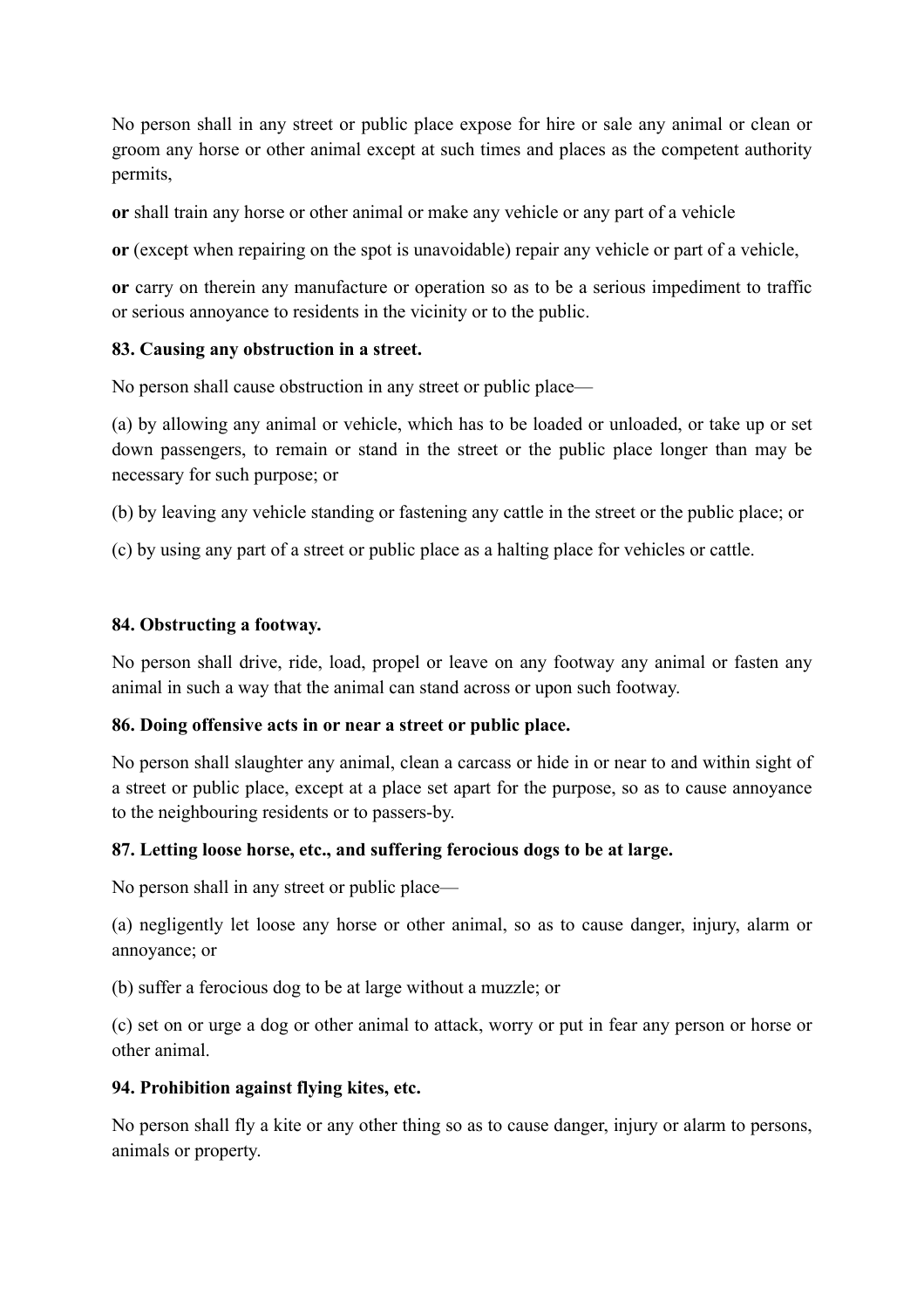No person shall in any street or public place expose for hire or sale any animal or clean or groom any horse or other animal except at such times and places as the competent authority permits,

**or** shall train any horse or other animal or make any vehicle or any part of a vehicle

**or** (except when repairing on the spot is unavoidable) repair any vehicle or part of a vehicle,

**or** carry on therein any manufacture or operation so as to be a serious impediment to traffic or serious annoyance to residents in the vicinity or to the public.

**83. Causing any obstruction in a street.**

No person shall cause obstruction in any street or public place—

(a) by allowing any animal or vehicle, which has to be loaded or unloaded, or take up or set down passengers, to remain or stand in the street or the public place longer than may be necessary for such purpose; or

(b) by leaving any vehicle standing or fastening any cattle in the street or the public place; or

(c) by using any part of a street or public place as a halting place for vehicles or cattle.

**84. Obstructing a footway.**

No person shall drive, ride, load, propel or leave on any footway any animal or fasten any animal in such a way that the animal can stand across or upon such footway.

**86. Doing offensive acts in or near a street or public place.**

No person shall slaughter any animal, clean a carcass or hide in or near to and within sight of a street or public place, except at a place set apart for the purpose, so as to cause annoyance to the neighbouring residents or to passers-by.

**87. Letting loose horse, etc., and suffering ferocious dogs to be at large.**

No person shall in any street or public place—

(a) negligently let loose any horse or other animal, so as to cause danger, injury, alarm or annoyance; or

(b) suffer a ferocious dog to be at large without a muzzle; or

(c) set on or urge a dog or other animal to attack, worry or put in fear any person or horse or other animal.

**94. Prohibition against flying kites, etc.**

No person shall fly a kite or any other thing so as to cause danger, injury or alarm to persons, animals or property.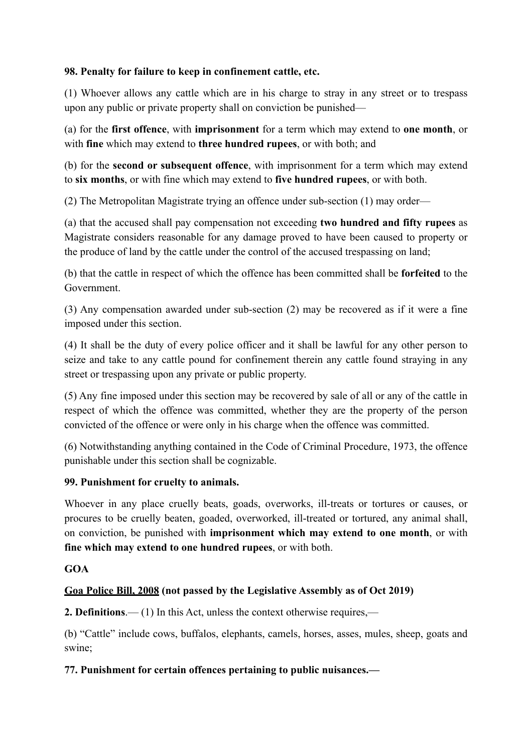**98. Penalty for failure to keep in confinement cattle, etc.**

(1) Whoever allows any cattle which are in his charge to stray in any street or to trespass upon any public or private property shall on conviction be punished—

(a) for the **first offence**, with **imprisonment** for a term which may extend to **one month**, or with **fine** which may extend to **three hundred rupees**, or with both; and

(b) for the **second or subsequent offence**, with imprisonment for a term which may extend to **six months**, or with fine which may extend to **five hundred rupees**, or with both.

(2) The Metropolitan Magistrate trying an offence under sub-section (1) may order—

(a) that the accused shall pay compensation not exceeding **two hundred and fifty rupees** as Magistrate considers reasonable for any damage proved to have been caused to property or the produce of land by the cattle under the control of the accused trespassing on land;

(b) that the cattle in respect of which the offence has been committed shall be **forfeited** to the Government.

(3) Any compensation awarded under sub-section (2) may be recovered as if it were a fine imposed under this section.

(4) It shall be the duty of every police officer and it shall be lawful for any other person to seize and take to any cattle pound for confinement therein any cattle found straying in any street or trespassing upon any private or public property.

(5) Any fine imposed under this section may be recovered by sale of all or any of the cattle in respect of which the offence was committed, whether they are the property of the person convicted of the offence or were only in his charge when the offence was committed.

(6) Notwithstanding anything contained in the Code of Criminal Procedure, 1973, the offence punishable under this section shall be cognizable.

**99. Punishment for cruelty to animals.**

Whoever in any place cruelly beats, goads, overworks, ill-treats or tortures or causes, or procures to be cruelly beaten, goaded, overworked, ill-treated or tortured, any animal shall, on conviction, be punished with **imprisonment which may extend to one month**, or with **fine which may extend to one hundred rupees**, or with both.

**GOA**

**Goa Police Bill, 2008 (not passed by the Legislative Assembly as of Oct 2019)**

**2. Definitions**.— (1) In this Act, unless the context otherwise requires,—

(b) "Cattle" include cows, buffalos, elephants, camels, horses, asses, mules, sheep, goats and swine;

**77. Punishment for certain offences pertaining to public nuisances.—**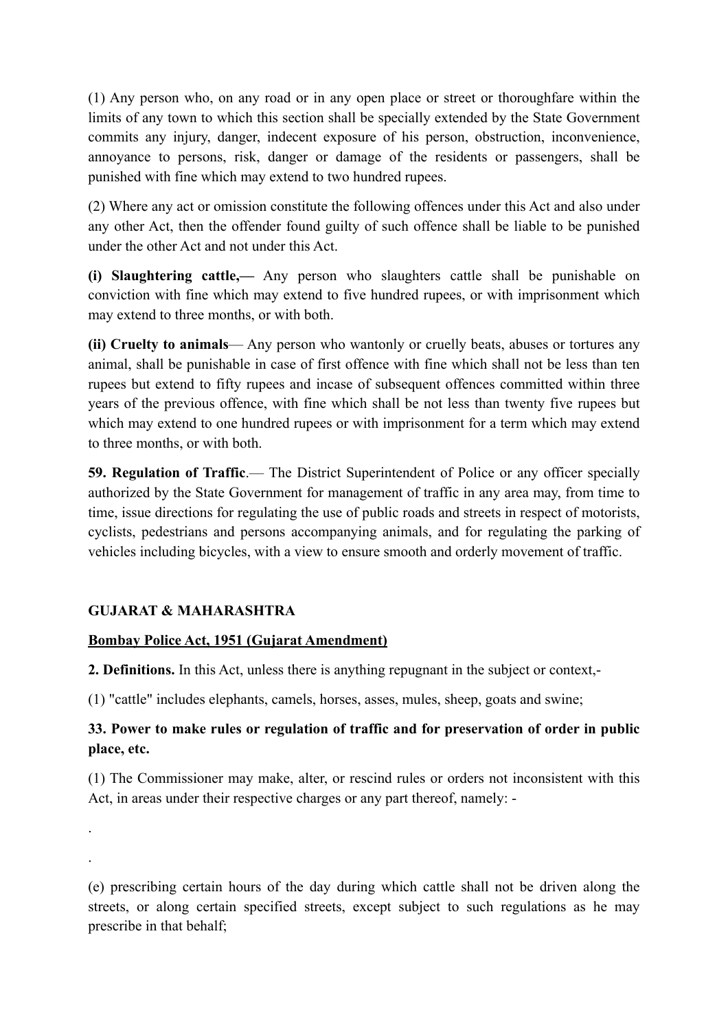(1) Any person who, on any road or in any open place or street or thoroughfare within the limits of any town to which this section shall be specially extended by the State Government commits any injury, danger, indecent exposure of his person, obstruction, inconvenience, annoyance to persons, risk, danger or damage of the residents or passengers, shall be punished with fine which may extend to two hundred rupees.

(2) Where any act or omission constitute the following offences under this Act and also under any other Act, then the offender found guilty of such offence shall be liable to be punished under the other Act and not under this Act.

**(i) Slaughtering cattle,—** Any person who slaughters cattle shall be punishable on conviction with fine which may extend to five hundred rupees, or with imprisonment which may extend to three months, or with both.

**(ii) Cruelty to animals**— Any person who wantonly or cruelly beats, abuses or tortures any animal, shall be punishable in case of first offence with fine which shall not be less than ten rupees but extend to fifty rupees and incase of subsequent offences committed within three years of the previous offence, with fine which shall be not less than twenty five rupees but which may extend to one hundred rupees or with imprisonment for a term which may extend to three months, or with both.

**59. Regulation of Traffic**.— The District Superintendent of Police or any officer specially authorized by the State Government for management of traffic in any area may, from time to time, issue directions for regulating the use of public roads and streets in respect of motorists, cyclists, pedestrians and persons accompanying animals, and for regulating the parking of vehicles including bicycles, with a view to ensure smooth and orderly movement of traffic.

**GUJARAT & MAHARASHTRA**

**<u>Bombay Police Act, 1951 (Gujarat Amendment)</u>**

**2. Definitions.** In this Act, unless there is anything repugnant in the subject or context,-

(1) "cattle" includes elephants, camels, horses, asses, mules, sheep, goats and swine;

### 33. Power to make rules or regulation of traffic and for preservation of order in public place, etc.

(1) The Commissioner may make, alter, or rescind rules or orders not inconsistent with this Act, in areas under their respective charges or any part thereof, namely: -

.

.

(e) prescribing certain hours of the day during which cattle shall not be driven along the streets, or along certain specified streets, except subject to such regulations as he may prescribe in that behalf;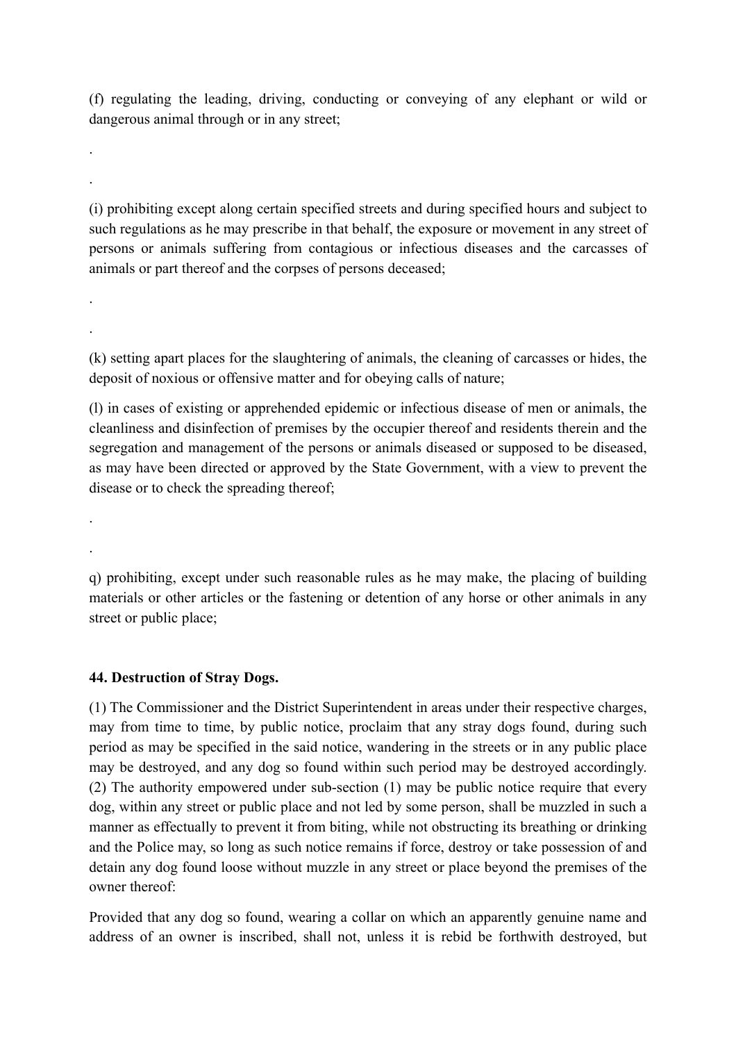(f) regulating the leading, driving, conducting or conveying of any elephant or wild or dangerous animal through or in any street;

.

.

(i) prohibiting except along certain specified streets and during specified hours and subject to such regulations as he may prescribe in that behalf, the exposure or movement in any street of persons or animals suffering from contagious or infectious diseases and the carcasses of animals or part thereof and the corpses of persons deceased;

.

.

(k) setting apart places for the slaughtering of animals, the cleaning of carcasses or hides, the deposit of noxious or offensive matter and for obeying calls of nature;

(l) in cases of existing or apprehended epidemic or infectious disease of men or animals, the cleanliness and disinfection of premises by the occupier thereof and residents therein and the segregation and management of the persons or animals diseased or supposed to be diseased, as may have been directed or approved by the State Government, with a view to prevent the disease or to check the spreading thereof;

.

.

q) prohibiting, except under such reasonable rules as he may make, the placing of building materials or other articles or the fastening or detention of any horse or other animals in any street or public place;

**44. Destruction of Stray Dogs.**

(1) The Commissioner and the District Superintendent in areas under their respective charges, may from time to time, by public notice, proclaim that any stray dogs found, during such period as may be specified in the said notice, wandering in the streets or in any public place may be destroyed, and any dog so found within such period may be destroyed accordingly.
(2) The authority empowered under sub-section (1) may be public notice require that every dog, within any street or public place and not led by some person, shall be muzzled in such a manner as effectually to prevent it from biting, while not obstructing its breathing or drinking and the Police may, so long as such notice remains if force, destroy or take possession of and detain any dog found loose without muzzle in any street or place beyond the premises of the owner thereof:

Provided that any dog so found, wearing a collar on which an apparently genuine name and address of an owner is inscribed, shall not, unless it is rebid be forthwith destroyed, but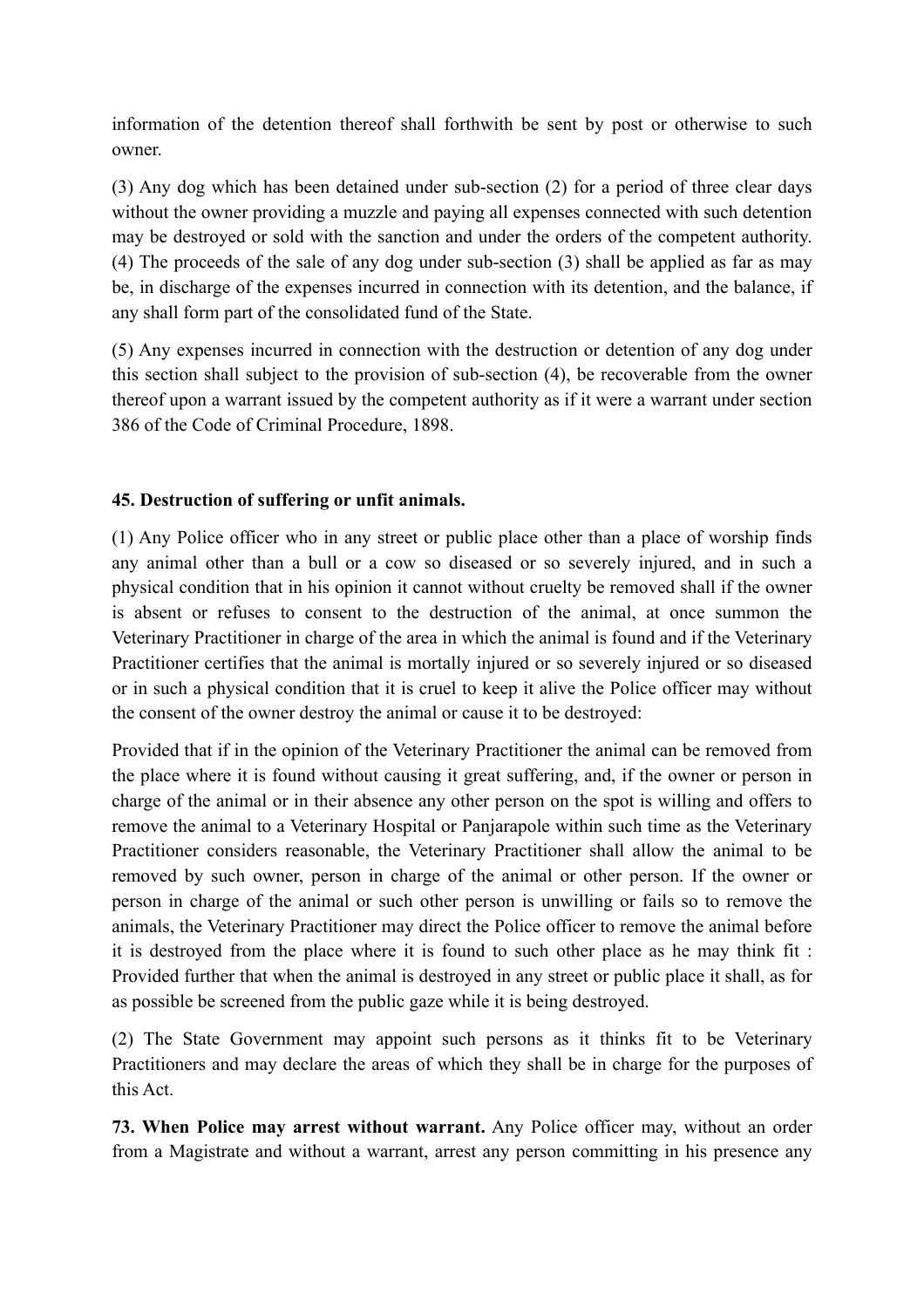information of the detention thereof shall forthwith be sent by post or otherwise to such owner.

(3) Any dog which has been detained under sub-section (2) for a period of three clear days without the owner providing a muzzle and paying all expenses connected with such detention may be destroyed or sold with the sanction and under the orders of the competent authority. (4) The proceeds of the sale of any dog under sub-section (3) shall be applied as far as may be, in discharge of the expenses incurred in connection with its detention, and the balance, if any shall form part of the consolidated fund of the State.

(5) Any expenses incurred in connection with the destruction or detention of any dog under this section shall subject to the provision of sub-section (4), be recoverable from the owner thereof upon a warrant issued by the competent authority as if it were a warrant under section 386 of the Code of Criminal Procedure, 1898.

**45. Destruction of suffering or unfit animals.**

(1) Any Police officer who in any street or public place other than a place of worship finds any animal other than a bull or a cow so diseased or so severely injured, and in such a physical condition that in his opinion it cannot without cruelty be removed shall if the owner is absent or refuses to consent to the destruction of the animal, at once summon the Veterinary Practitioner in charge of the area in which the animal is found and if the Veterinary Practitioner certifies that the animal is mortally injured or so severely injured or so diseased or in such a physical condition that it is cruel to keep it alive the Police officer may without the consent of the owner destroy the animal or cause it to be destroyed:

Provided that if in the opinion of the Veterinary Practitioner the animal can be removed from the place where it is found without causing it great suffering, and, if the owner or person in charge of the animal or in their absence any other person on the spot is willing and offers to remove the animal to a Veterinary Hospital or Panjarapole within such time as the Veterinary Practitioner considers reasonable, the Veterinary Practitioner shall allow the animal to be removed by such owner, person in charge of the animal or other person. If the owner or person in charge of the animal or such other person is unwilling or fails so to remove the animals, the Veterinary Practitioner may direct the Police officer to remove the animal before it is destroyed from the place where it is found to such other place as he may think fit : Provided further that when the animal is destroyed in any street or public place it shall, as for as possible be screened from the public gaze while it is being destroyed.

(2) The State Government may appoint such persons as it thinks fit to be Veterinary Practitioners and may declare the areas of which they shall be in charge for the purposes of this Act.

**73. When Police may arrest without warrant.** Any Police officer may, without an order from a Magistrate and without a warrant, arrest any person committing in his presence any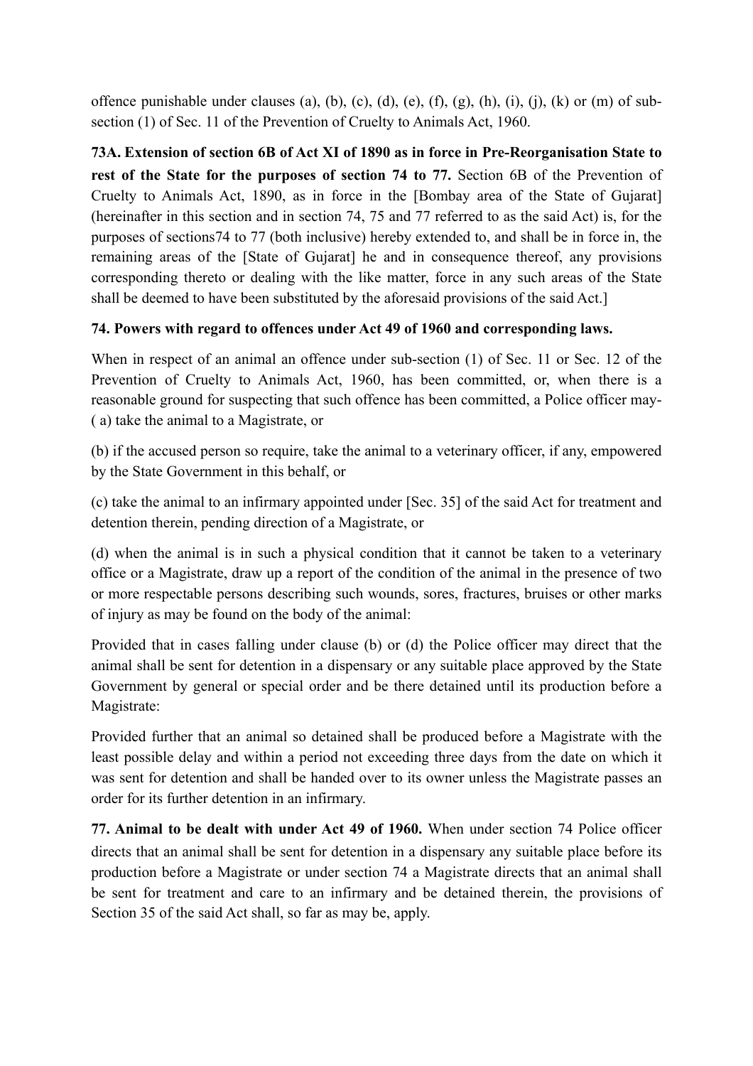offence punishable under clauses (a), (b), (c), (d), (e), (f), (g), (h), (i), (j), (k) or (m) of sub-section (1) of Sec. 11 of the Prevention of Cruelty to Animals Act, 1960.

**73A. Extension of section 6B of Act XI of 1890 as in force in Pre-Reorganisation State to rest of the State for the purposes of section 74 to 77.** Section 6B of the Prevention of Cruelty to Animals Act, 1890, as in force in the [Bombay area of the State of Gujarat] (hereinafter in this section and in section 74, 75 and 77 referred to as the said Act) is, for the purposes of sections74 to 77 (both inclusive) hereby extended to, and shall be in force in, the remaining areas of the [State of Gujarat] he and in consequence thereof, any provisions corresponding thereto or dealing with the like matter, force in any such areas of the State shall be deemed to have been substituted by the aforesaid provisions of the said Act.]

**74. Powers with regard to offences under Act 49 of 1960 and corresponding laws.**

When in respect of an animal an offence under sub-section (1) of Sec. 11 or Sec. 12 of the Prevention of Cruelty to Animals Act, 1960, has been committed, or, when there is a reasonable ground for suspecting that such offence has been committed, a Police officer may-
( a) take the animal to a Magistrate, or

(b) if the accused person so require, take the animal to a veterinary officer, if any, empowered by the State Government in this behalf, or

(c) take the animal to an infirmary appointed under [Sec. 35] of the said Act for treatment and detention therein, pending direction of a Magistrate, or

(d) when the animal is in such a physical condition that it cannot be taken to a veterinary office or a Magistrate, draw up a report of the condition of the animal in the presence of two or more respectable persons describing such wounds, sores, fractures, bruises or other marks of injury as may be found on the body of the animal:

Provided that in cases falling under clause (b) or (d) the Police officer may direct that the animal shall be sent for detention in a dispensary or any suitable place approved by the State Government by general or special order and be there detained until its production before a Magistrate:

Provided further that an animal so detained shall be produced before a Magistrate with the least possible delay and within a period not exceeding three days from the date on which it was sent for detention and shall be handed over to its owner unless the Magistrate passes an order for its further detention in an infirmary.

**77. Animal to be dealt with under Act 49 of 1960.** When under section 74 Police officer directs that an animal shall be sent for detention in a dispensary any suitable place before its production before a Magistrate or under section 74 a Magistrate directs that an animal shall be sent for treatment and care to an infirmary and be detained therein, the provisions of Section 35 of the said Act shall, so far as may be, apply.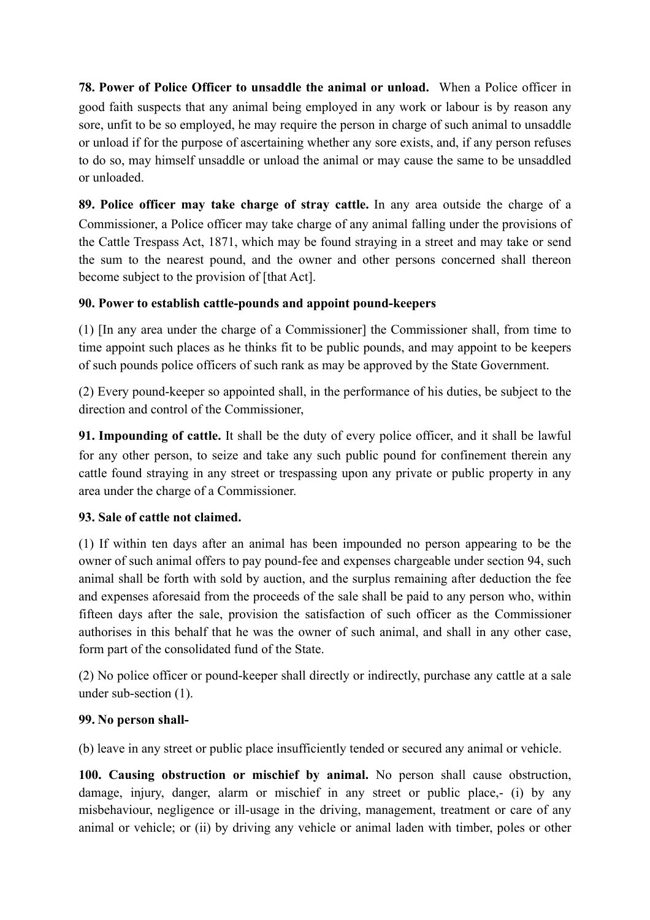**78. Power of Police Officer to unsaddle the animal or unload.** When a Police officer in good faith suspects that any animal being employed in any work or labour is by reason any sore, unfit to be so employed, he may require the person in charge of such animal to unsaddle or unload if for the purpose of ascertaining whether any sore exists, and, if any person refuses to do so, may himself unsaddle or unload the animal or may cause the same to be unsaddled or unloaded.

**89. Police officer may take charge of stray cattle.** In any area outside the charge of a Commissioner, a Police officer may take charge of any animal falling under the provisions of the Cattle Trespass Act, 1871, which may be found straying in a street and may take or send the sum to the nearest pound, and the owner and other persons concerned shall thereon become subject to the provision of [that Act].

**90. Power to establish cattle-pounds and appoint pound-keepers**

(1) [In any area under the charge of a Commissioner] the Commissioner shall, from time to time appoint such places as he thinks fit to be public pounds, and may appoint to be keepers of such pounds police officers of such rank as may be approved by the State Government.

(2) Every pound-keeper so appointed shall, in the performance of his duties, be subject to the direction and control of the Commissioner,

**91. Impounding of cattle.** It shall be the duty of every police officer, and it shall be lawful for any other person, to seize and take any such public pound for confinement therein any cattle found straying in any street or trespassing upon any private or public property in any area under the charge of a Commissioner.

**93. Sale of cattle not claimed.**

(1) If within ten days after an animal has been impounded no person appearing to be the owner of such animal offers to pay pound-fee and expenses chargeable under section 94, such animal shall be forth with sold by auction, and the surplus remaining after deduction the fee and expenses aforesaid from the proceeds of the sale shall be paid to any person who, within fifteen days after the sale, provision the satisfaction of such officer as the Commissioner authorises in this behalf that he was the owner of such animal, and shall in any other case, form part of the consolidated fund of the State.

(2) No police officer or pound-keeper shall directly or indirectly, purchase any cattle at a sale under sub-section (1).

**99. No person shall-**

(b) leave in any street or public place insufficiently tended or secured any animal or vehicle.

**100. Causing obstruction or mischief by animal.** No person shall cause obstruction, damage, injury, danger, alarm or mischief in any street or public place,- (i) by any misbehaviour, negligence or ill-usage in the driving, management, treatment or care of any animal or vehicle; or (ii) by driving any vehicle or animal laden with timber, poles or other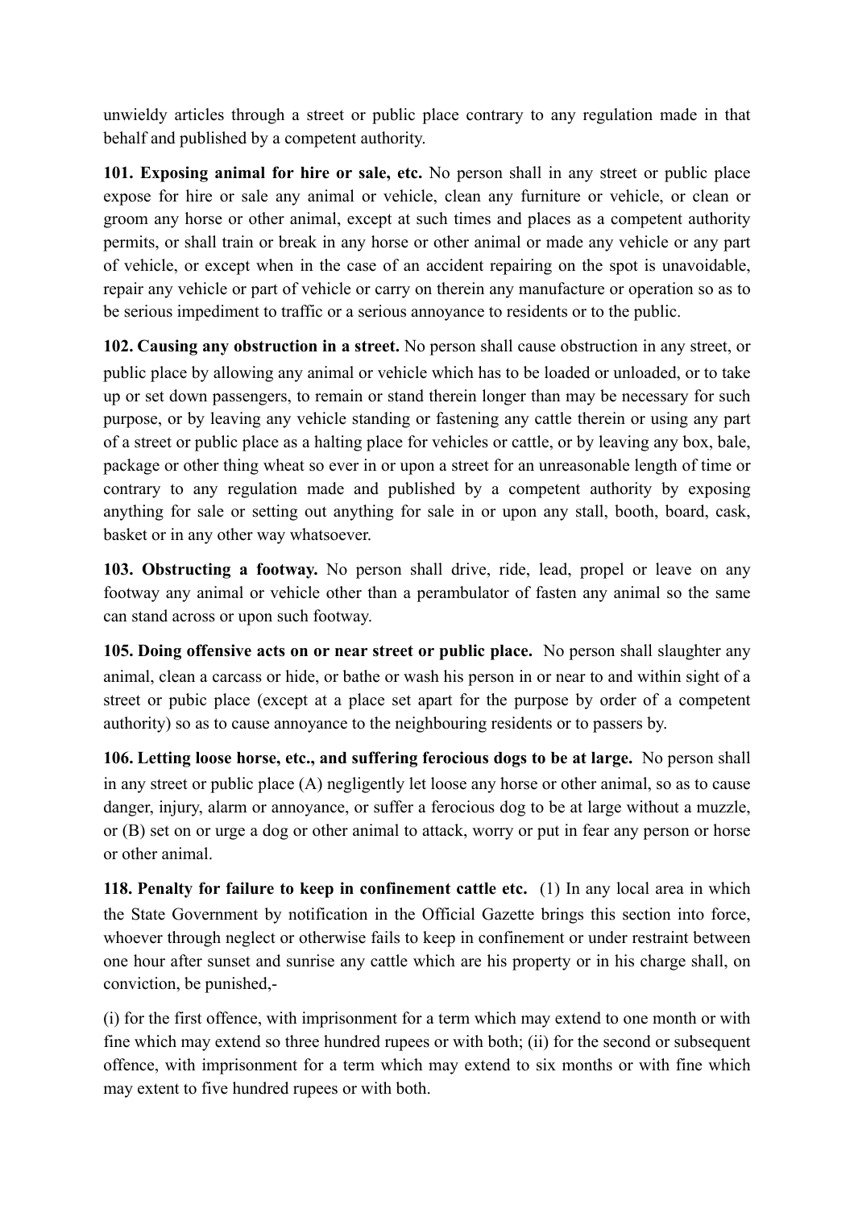unwieldy articles through a street or public place contrary to any regulation made in that behalf and published by a competent authority.

**101. Exposing animal for hire or sale, etc.** No person shall in any street or public place expose for hire or sale any animal or vehicle, clean any furniture or vehicle, or clean or groom any horse or other animal, except at such times and places as a competent authority permits, or shall train or break in any horse or other animal or made any vehicle or any part of vehicle, or except when in the case of an accident repairing on the spot is unavoidable, repair any vehicle or part of vehicle or carry on therein any manufacture or operation so as to be serious impediment to traffic or a serious annoyance to residents or to the public.

**102. Causing any obstruction in a street.** No person shall cause obstruction in any street, or public place by allowing any animal or vehicle which has to be loaded or unloaded, or to take up or set down passengers, to remain or stand therein longer than may be necessary for such purpose, or by leaving any vehicle standing or fastening any cattle therein or using any part of a street or public place as a halting place for vehicles or cattle, or by leaving any box, bale, package or other thing wheat so ever in or upon a street for an unreasonable length of time or contrary to any regulation made and published by a competent authority by exposing anything for sale or setting out anything for sale in or upon any stall, booth, board, cask, basket or in any other way whatsoever.

**103. Obstructing a footway.** No person shall drive, ride, lead, propel or leave on any footway any animal or vehicle other than a perambulator of fasten any animal so the same can stand across or upon such footway.

**105. Doing offensive acts on or near street or public place.** No person shall slaughter any animal, clean a carcass or hide, or bathe or wash his person in or near to and within sight of a street or pubic place (except at a place set apart for the purpose by order of a competent authority) so as to cause annoyance to the neighbouring residents or to passers by.

**106. Letting loose horse, etc., and suffering ferocious dogs to be at large.** No person shall in any street or public place (A) negligently let loose any horse or other animal, so as to cause danger, injury, alarm or annoyance, or suffer a ferocious dog to be at large without a muzzle, or (B) set on or urge a dog or other animal to attack, worry or put in fear any person or horse or other animal.

**118. Penalty for failure to keep in confinement cattle etc.** (1) In any local area in which the State Government by notification in the Official Gazette brings this section into force, whoever through neglect or otherwise fails to keep in confinement or under restraint between one hour after sunset and sunrise any cattle which are his property or in his charge shall, on conviction, be punished,-

(i) for the first offence, with imprisonment for a term which may extend to one month or with fine which may extend so three hundred rupees or with both; (ii) for the second or subsequent offence, with imprisonment for a term which may extend to six months or with fine which may extent to five hundred rupees or with both.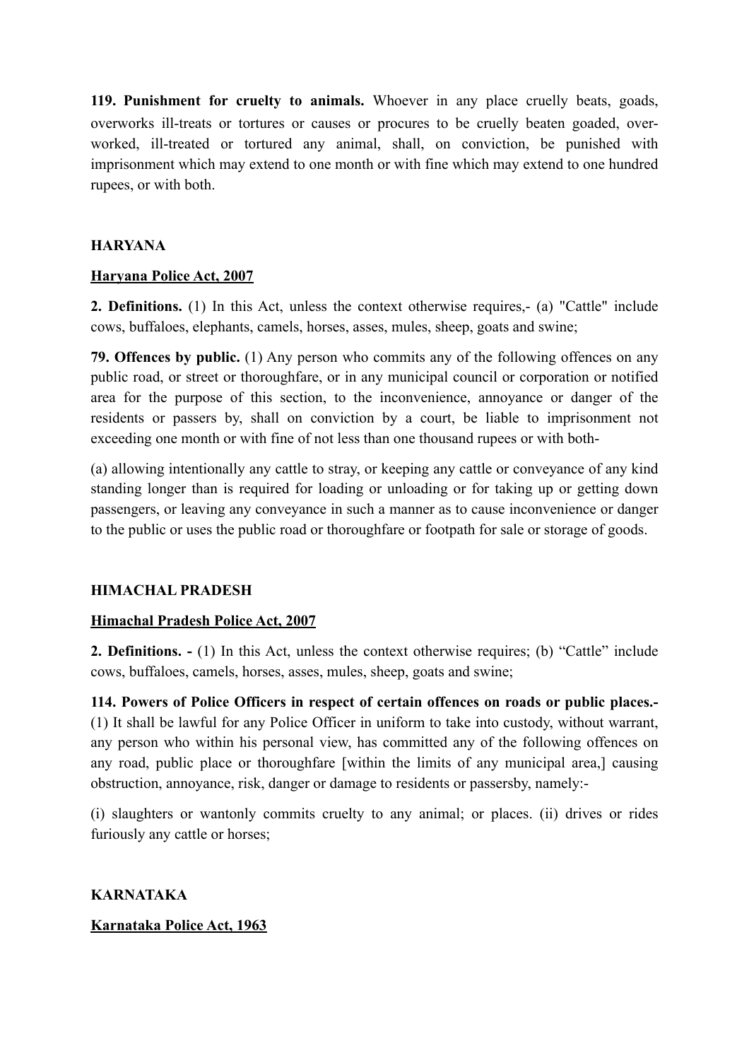**119. Punishment for cruelty to animals.** Whoever in any place cruelly beats, goads, overworks ill-treats or tortures or causes or procures to be cruelly beaten goaded, over-worked, ill-treated or tortured any animal, shall, on conviction, be punished with imprisonment which may extend to one month or with fine which may extend to one hundred rupees, or with both.

**HARYANA**

**Haryana Police Act, 2007**

**2. Definitions.** (1) In this Act, unless the context otherwise requires,- (a) "Cattle" include cows, buffaloes, elephants, camels, horses, asses, mules, sheep, goats and swine;

**79. Offences by public.** (1) Any person who commits any of the following offences on any public road, or street or thoroughfare, or in any municipal council or corporation or notified area for the purpose of this section, to the inconvenience, annoyance or danger of the residents or passers by, shall on conviction by a court, be liable to imprisonment not exceeding one month or with fine of not less than one thousand rupees or with both-

(a) allowing intentionally any cattle to stray, or keeping any cattle or conveyance of any kind standing longer than is required for loading or unloading or for taking up or getting down passengers, or leaving any conveyance in such a manner as to cause inconvenience or danger to the public or uses the public road or thoroughfare or footpath for sale or storage of goods.

**HIMACHAL PRADESH**

**Himachal Pradesh Police Act, 2007**

**2. Definitions. -** (1) In this Act, unless the context otherwise requires; (b) “Cattle” include cows, buffaloes, camels, horses, asses, mules, sheep, goats and swine;

**114. Powers of Police Officers in respect of certain offences on roads or public places.-** (1) It shall be lawful for any Police Officer in uniform to take into custody, without warrant, any person who within his personal view, has committed any of the following offences on any road, public place or thoroughfare [within the limits of any municipal area,] causing obstruction, annoyance, risk, danger or damage to residents or passersby, namely:-

(i) slaughters or wantonly commits cruelty to any animal; or places. (ii) drives or rides furiously any cattle or horses;

**KARNATAKA**

**Karnataka Police Act, 1963**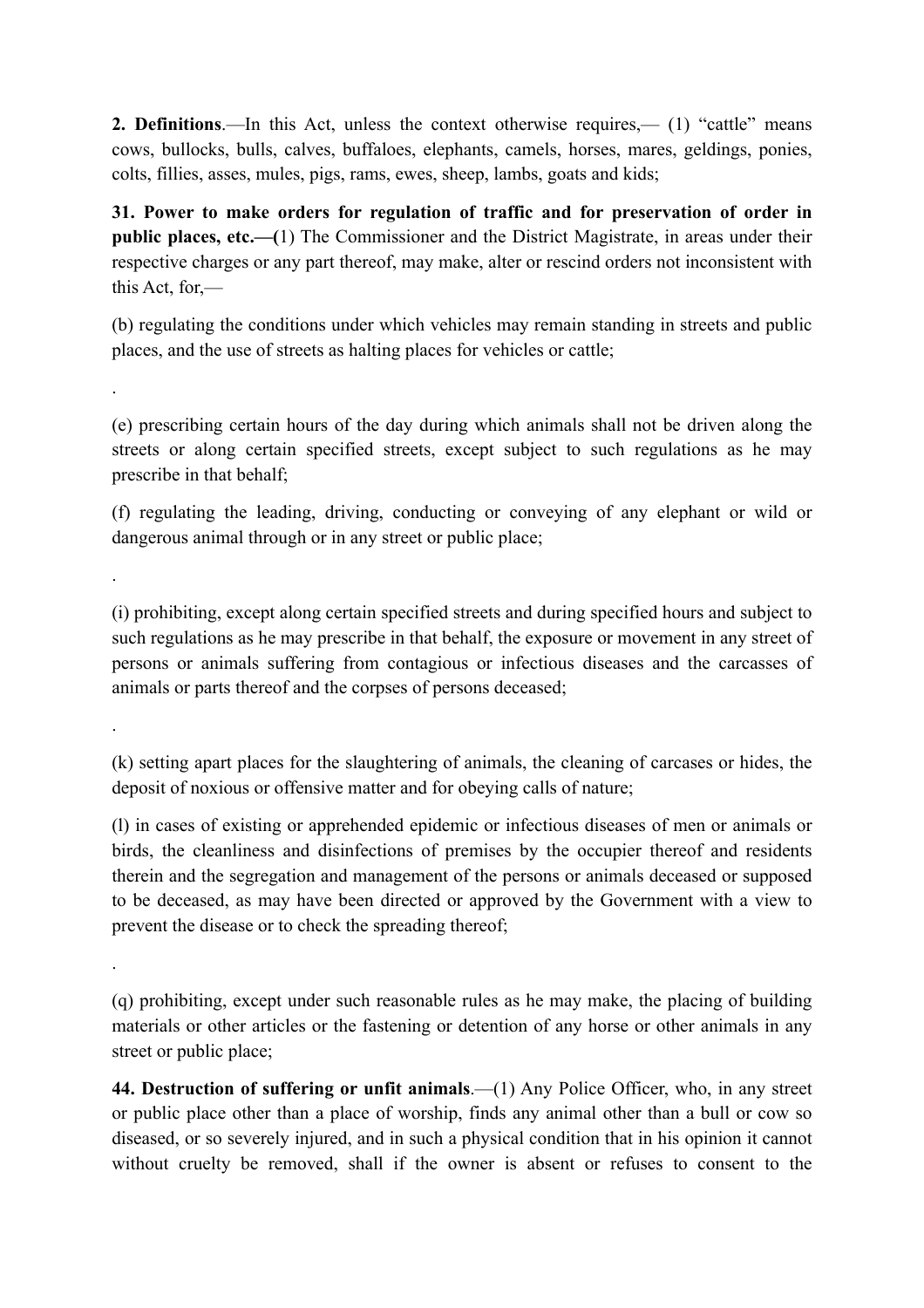**2. Definitions**.—In this Act, unless the context otherwise requires,— (1) "cattle" means cows, bullocks, bulls, calves, buffaloes, elephants, camels, horses, mares, geldings, ponies, colts, fillies, asses, mules, pigs, rams, ewes, sheep, lambs, goats and kids;

**31. Power to make orders for regulation of traffic and for preservation of order in public places, etc.—(**1) The Commissioner and the District Magistrate, in areas under their respective charges or any part thereof, may make, alter or rescind orders not inconsistent with this Act, for,—

(b) regulating the conditions under which vehicles may remain standing in streets and public places, and the use of streets as halting places for vehicles or cattle;

.

(e) prescribing certain hours of the day during which animals shall not be driven along the streets or along certain specified streets, except subject to such regulations as he may prescribe in that behalf;

(f) regulating the leading, driving, conducting or conveying of any elephant or wild or dangerous animal through or in any street or public place;

.

(i) prohibiting, except along certain specified streets and during specified hours and subject to such regulations as he may prescribe in that behalf, the exposure or movement in any street of persons or animals suffering from contagious or infectious diseases and the carcasses of animals or parts thereof and the corpses of persons deceased;

.

(k) setting apart places for the slaughtering of animals, the cleaning of carcases or hides, the deposit of noxious or offensive matter and for obeying calls of nature;

(l) in cases of existing or apprehended epidemic or infectious diseases of men or animals or birds, the cleanliness and disinfections of premises by the occupier thereof and residents therein and the segregation and management of the persons or animals deceased or supposed to be deceased, as may have been directed or approved by the Government with a view to prevent the disease or to check the spreading thereof;

.

(q) prohibiting, except under such reasonable rules as he may make, the placing of building materials or other articles or the fastening or detention of any horse or other animals in any street or public place;

**44. Destruction of suffering or unfit animals**.—(1) Any Police Officer, who, in any street or public place other than a place of worship, finds any animal other than a bull or cow so diseased, or so severely injured, and in such a physical condition that in his opinion it cannot without cruelty be removed, shall if the owner is absent or refuses to consent to the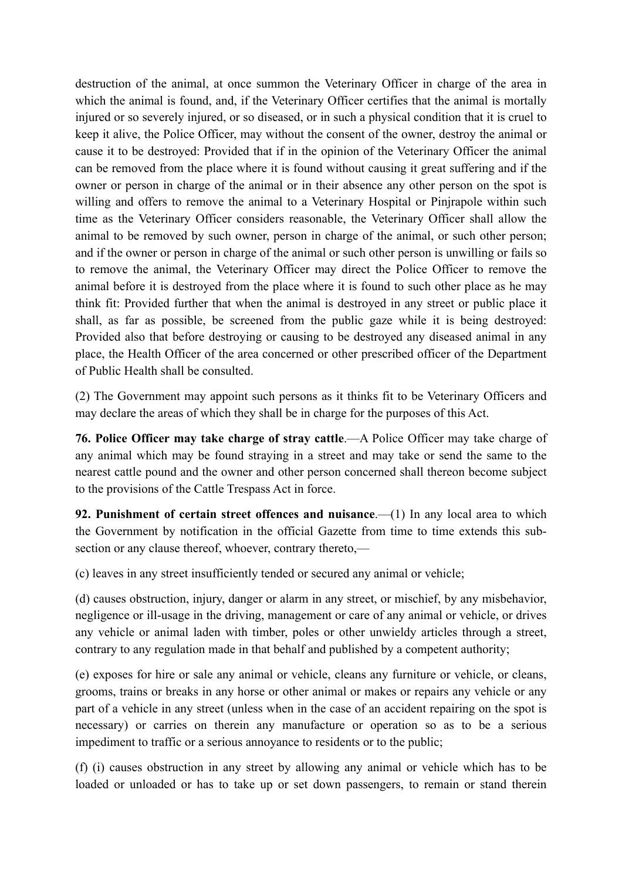destruction of the animal, at once summon the Veterinary Officer in charge of the area in which the animal is found, and, if the Veterinary Officer certifies that the animal is mortally injured or so severely injured, or so diseased, or in such a physical condition that it is cruel to keep it alive, the Police Officer, may without the consent of the owner, destroy the animal or cause it to be destroyed: Provided that if in the opinion of the Veterinary Officer the animal can be removed from the place where it is found without causing it great suffering and if the owner or person in charge of the animal or in their absence any other person on the spot is willing and offers to remove the animal to a Veterinary Hospital or Pinjrapole within such time as the Veterinary Officer considers reasonable, the Veterinary Officer shall allow the animal to be removed by such owner, person in charge of the animal, or such other person; and if the owner or person in charge of the animal or such other person is unwilling or fails so to remove the animal, the Veterinary Officer may direct the Police Officer to remove the animal before it is destroyed from the place where it is found to such other place as he may think fit: Provided further that when the animal is destroyed in any street or public place it shall, as far as possible, be screened from the public gaze while it is being destroyed: Provided also that before destroying or causing to be destroyed any diseased animal in any place, the Health Officer of the area concerned or other prescribed officer of the Department of Public Health shall be consulted.

(2) The Government may appoint such persons as it thinks fit to be Veterinary Officers and may declare the areas of which they shall be in charge for the purposes of this Act.

**76. Police Officer may take charge of stray cattle**.—A Police Officer may take charge of any animal which may be found straying in a street and may take or send the same to the nearest cattle pound and the owner and other person concerned shall thereon become subject to the provisions of the Cattle Trespass Act in force.

**92. Punishment of certain street offences and nuisance**.—(1) In any local area to which the Government by notification in the official Gazette from time to time extends this sub-section or any clause thereof, whoever, contrary thereto,—

(c) leaves in any street insufficiently tended or secured any animal or vehicle;

(d) causes obstruction, injury, danger or alarm in any street, or mischief, by any misbehavior, negligence or ill-usage in the driving, management or care of any animal or vehicle, or drives any vehicle or animal laden with timber, poles or other unwieldy articles through a street, contrary to any regulation made in that behalf and published by a competent authority;

(e) exposes for hire or sale any animal or vehicle, cleans any furniture or vehicle, or cleans, grooms, trains or breaks in any horse or other animal or makes or repairs any vehicle or any part of a vehicle in any street (unless when in the case of an accident repairing on the spot is necessary) or carries on therein any manufacture or operation so as to be a serious impediment to traffic or a serious annoyance to residents or to the public;

(f) (i) causes obstruction in any street by allowing any animal or vehicle which has to be loaded or unloaded or has to take up or set down passengers, to remain or stand therein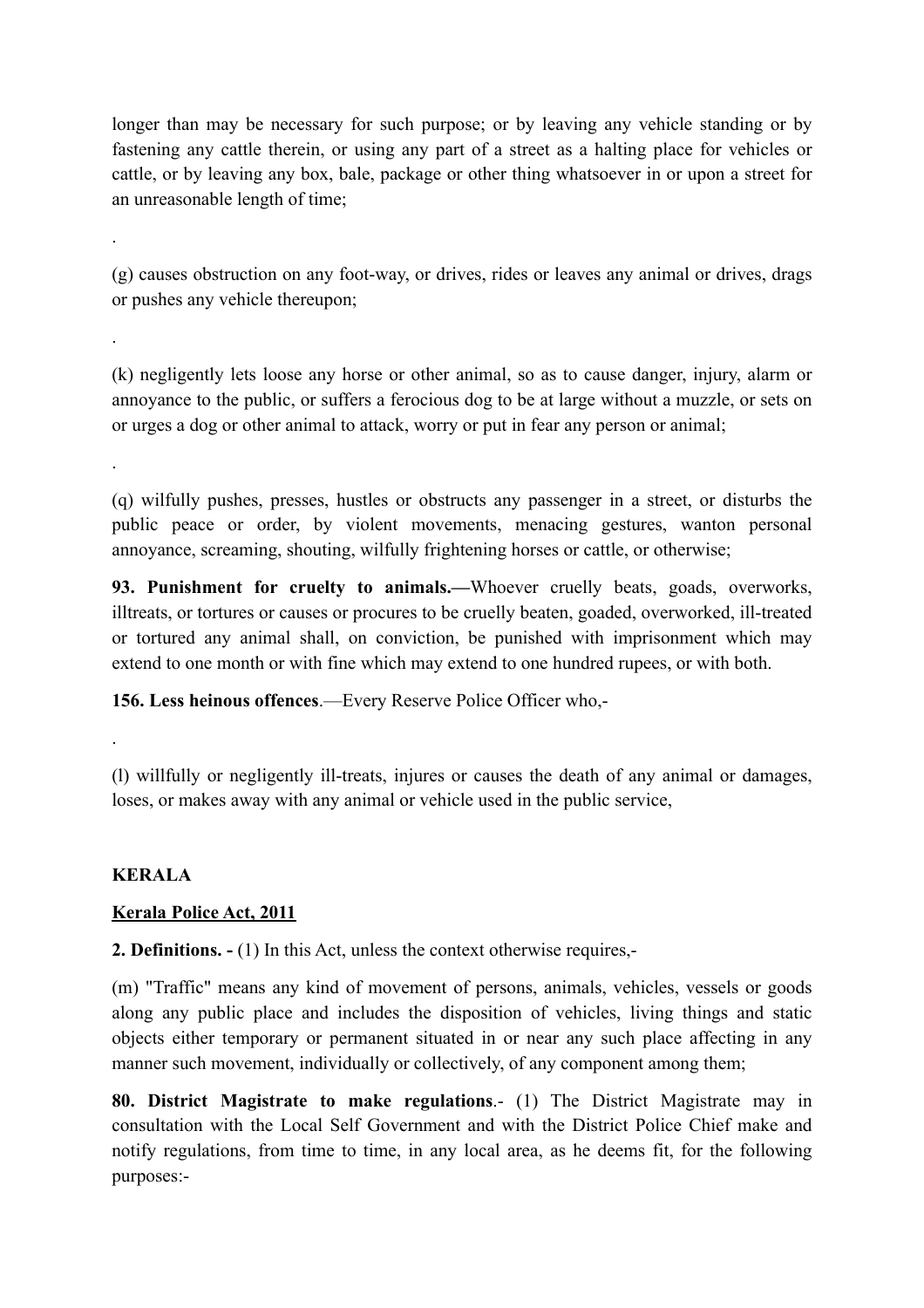longer than may be necessary for such purpose; or by leaving any vehicle standing or by fastening any cattle therein, or using any part of a street as a halting place for vehicles or cattle, or by leaving any box, bale, package or other thing whatsoever in or upon a street for an unreasonable length of time;

.

(g) causes obstruction on any foot-way, or drives, rides or leaves any animal or drives, drags or pushes any vehicle thereupon;

.

(k) negligently lets loose any horse or other animal, so as to cause danger, injury, alarm or annoyance to the public, or suffers a ferocious dog to be at large without a muzzle, or sets on or urges a dog or other animal to attack, worry or put in fear any person or animal;

.

(q) wilfully pushes, presses, hustles or obstructs any passenger in a street, or disturbs the public peace or order, by violent movements, menacing gestures, wanton personal annoyance, screaming, shouting, wilfully frightening horses or cattle, or otherwise;

**93. Punishment for cruelty to animals.—**Whoever cruelly beats, goads, overworks, illtreats, or tortures or causes or procures to be cruelly beaten, goaded, overworked, ill-treated or tortured any animal shall, on conviction, be punished with imprisonment which may extend to one month or with fine which may extend to one hundred rupees, or with both.

**156. Less heinous offences**.—Every Reserve Police Officer who,-

.

(l) willfully or negligently ill-treats, injures or causes the death of any animal or damages, loses, or makes away with any animal or vehicle used in the public service,

**KERALA**

<u>**Kerala Police Act, 2011**</u>

**2. Definitions. -** (1) In this Act, unless the context otherwise requires,-

(m) "Traffic" means any kind of movement of persons, animals, vehicles, vessels or goods along any public place and includes the disposition of vehicles, living things and static objects either temporary or permanent situated in or near any such place affecting in any manner such movement, individually or collectively, of any component among them;

**80. District Magistrate to make regulations**.- (1) The District Magistrate may in consultation with the Local Self Government and with the District Police Chief make and notify regulations, from time to time, in any local area, as he deems fit, for the following purposes:-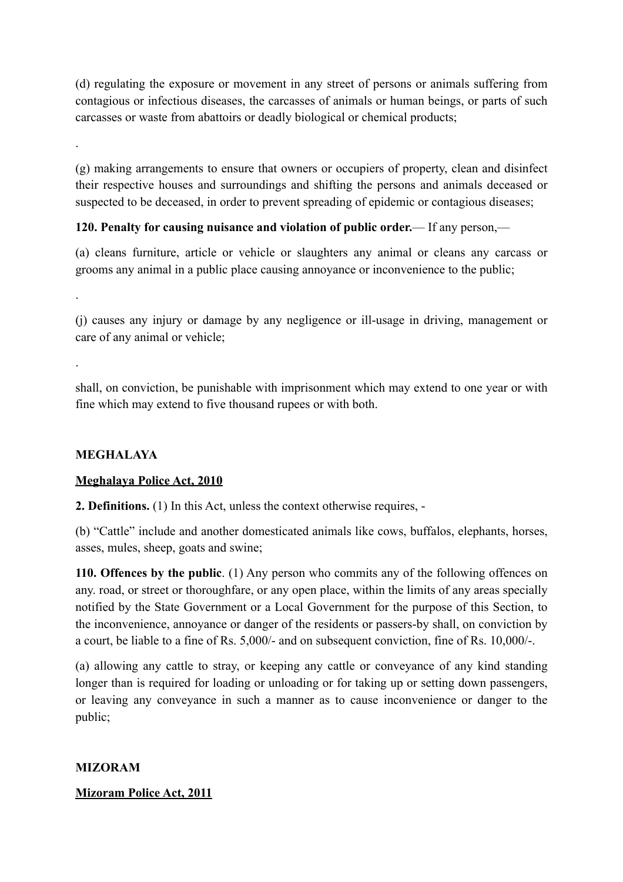(d) regulating the exposure or movement in any street of persons or animals suffering from contagious or infectious diseases, the carcasses of animals or human beings, or parts of such carcasses or waste from abattoirs or deadly biological or chemical products;

.

(g) making arrangements to ensure that owners or occupiers of property, clean and disinfect their respective houses and surroundings and shifting the persons and animals deceased or suspected to be deceased, in order to prevent spreading of epidemic or contagious diseases;

**120. Penalty for causing nuisance and violation of public order.**— If any person,—

(a) cleans furniture, article or vehicle or slaughters any animal or cleans any carcass or grooms any animal in a public place causing annoyance or inconvenience to the public;

.

(j) causes any injury or damage by any negligence or ill-usage in driving, management or care of any animal or vehicle;

.

shall, on conviction, be punishable with imprisonment which may extend to one year or with fine which may extend to five thousand rupees or with both.

**MEGHALAYA**

**Meghalaya Police Act, 2010**

**2. Definitions.** (1) In this Act, unless the context otherwise requires, -

(b) "Cattle" include and another domesticated animals like cows, buffalos, elephants, horses, asses, mules, sheep, goats and swine;

**110. Offences by the public**. (1) Any person who commits any of the following offences on any. road, or street or thoroughfare, or any open place, within the limits of any areas specially notified by the State Government or a Local Government for the purpose of this Section, to the inconvenience, annoyance or danger of the residents or passers-by shall, on conviction by a court, be liable to a fine of Rs. 5,000/- and on subsequent conviction, fine of Rs. 10,000/-.

(a) allowing any cattle to stray, or keeping any cattle or conveyance of any kind standing longer than is required for loading or unloading or for taking up or setting down passengers, or leaving any conveyance in such a manner as to cause inconvenience or danger to the public;

**MIZORAM**

**Mizoram Police Act, 2011**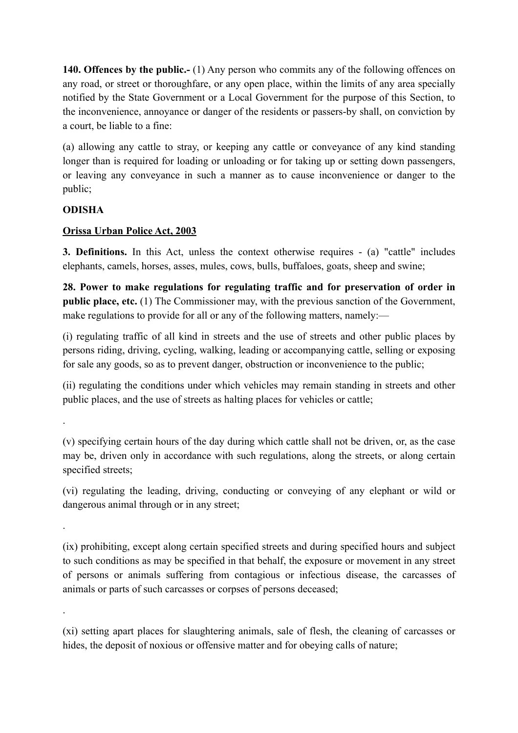**140. Offences by the public.-** (1) Any person who commits any of the following offences on any road, or street or thoroughfare, or any open place, within the limits of any area specially notified by the State Government or a Local Government for the purpose of this Section, to the inconvenience, annoyance or danger of the residents or passers-by shall, on conviction by a court, be liable to a fine:

(a) allowing any cattle to stray, or keeping any cattle or conveyance of any kind standing longer than is required for loading or unloading or for taking up or setting down passengers, or leaving any conveyance in such a manner as to cause inconvenience or danger to the public;

**ODISHA**

**Orissa Urban Police Act, 2003**

**3. Definitions.** In this Act, unless the context otherwise requires - (a) "cattle" includes elephants, camels, horses, asses, mules, cows, bulls, buffaloes, goats, sheep and swine;

**28. Power to make regulations for regulating traffic and for preservation of order in public place, etc.** (1) The Commissioner may, with the previous sanction of the Government, make regulations to provide for all or any of the following matters, namely:—

(i) regulating traffic of all kind in streets and the use of streets and other public places by persons riding, driving, cycling, walking, leading or accompanying cattle, selling or exposing for sale any goods, so as to prevent danger, obstruction or inconvenience to the public;

(ii) regulating the conditions under which vehicles may remain standing in streets and other public places, and the use of streets as halting places for vehicles or cattle;

.

(v) specifying certain hours of the day during which cattle shall not be driven, or, as the case may be, driven only in accordance with such regulations, along the streets, or along certain specified streets;

(vi) regulating the leading, driving, conducting or conveying of any elephant or wild or dangerous animal through or in any street;

.

(ix) prohibiting, except along certain specified streets and during specified hours and subject to such conditions as may be specified in that behalf, the exposure or movement in any street of persons or animals suffering from contagious or infectious disease, the carcasses of animals or parts of such carcasses or corpses of persons deceased;

.

(xi) setting apart places for slaughtering animals, sale of flesh, the cleaning of carcasses or hides, the deposit of noxious or offensive matter and for obeying calls of nature;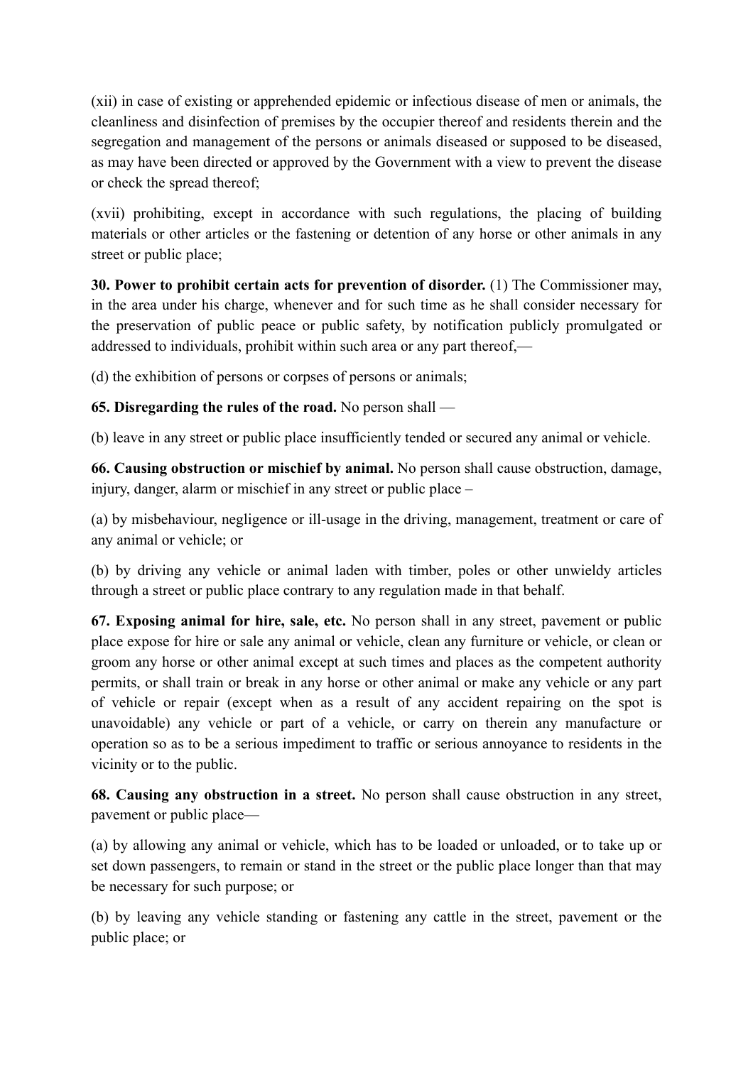(xii) in case of existing or apprehended epidemic or infectious disease of men or animals, the cleanliness and disinfection of premises by the occupier thereof and residents therein and the segregation and management of the persons or animals diseased or supposed to be diseased, as may have been directed or approved by the Government with a view to prevent the disease or check the spread thereof;

(xvii) prohibiting, except in accordance with such regulations, the placing of building materials or other articles or the fastening or detention of any horse or other animals in any street or public place;

**30. Power to prohibit certain acts for prevention of disorder.** (1) The Commissioner may, in the area under his charge, whenever and for such time as he shall consider necessary for the preservation of public peace or public safety, by notification publicly promulgated or addressed to individuals, prohibit within such area or any part thereof,—

(d) the exhibition of persons or corpses of persons or animals;

**65. Disregarding the rules of the road.** No person shall —

(b) leave in any street or public place insufficiently tended or secured any animal or vehicle.

**66. Causing obstruction or mischief by animal.** No person shall cause obstruction, damage, injury, danger, alarm or mischief in any street or public place –

(a) by misbehaviour, negligence or ill-usage in the driving, management, treatment or care of any animal or vehicle; or

(b) by driving any vehicle or animal laden with timber, poles or other unwieldy articles through a street or public place contrary to any regulation made in that behalf.

**67. Exposing animal for hire, sale, etc.** No person shall in any street, pavement or public place expose for hire or sale any animal or vehicle, clean any furniture or vehicle, or clean or groom any horse or other animal except at such times and places as the competent authority permits, or shall train or break in any horse or other animal or make any vehicle or any part of vehicle or repair (except when as a result of any accident repairing on the spot is unavoidable) any vehicle or part of a vehicle, or carry on therein any manufacture or operation so as to be a serious impediment to traffic or serious annoyance to residents in the vicinity or to the public.

**68. Causing any obstruction in a street.** No person shall cause obstruction in any street, pavement or public place—

(a) by allowing any animal or vehicle, which has to be loaded or unloaded, or to take up or set down passengers, to remain or stand in the street or the public place longer than that may be necessary for such purpose; or

(b) by leaving any vehicle standing or fastening any cattle in the street, pavement or the public place; or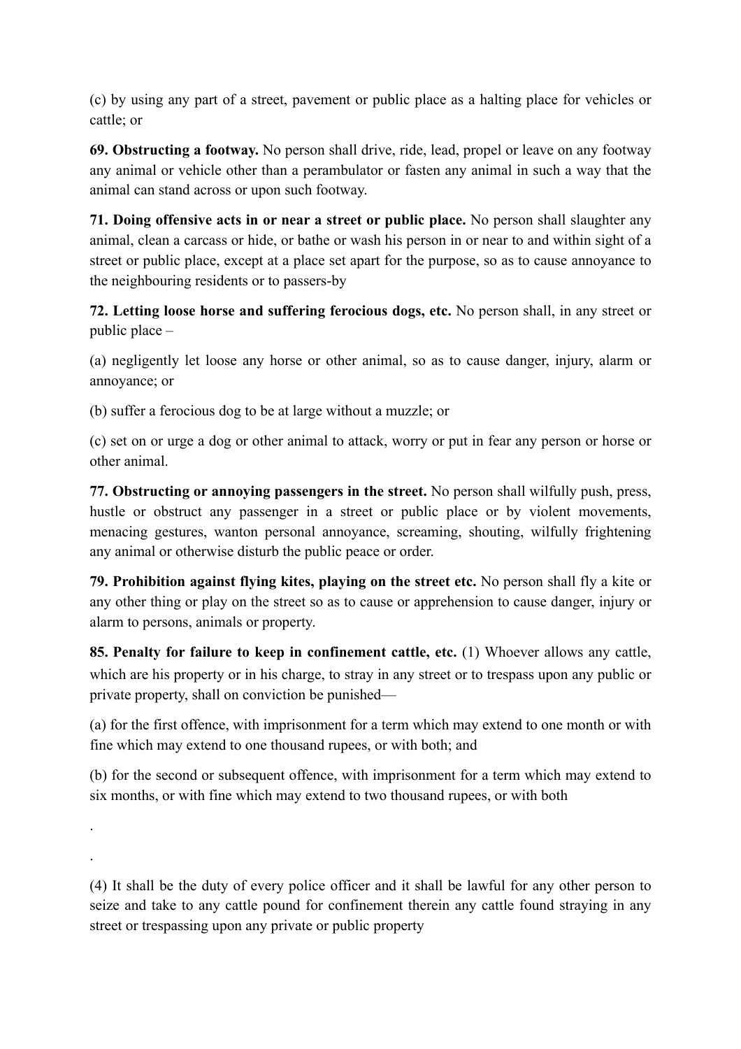(c) by using any part of a street, pavement or public place as a halting place for vehicles or cattle; or

**69. Obstructing a footway.** No person shall drive, ride, lead, propel or leave on any footway any animal or vehicle other than a perambulator or fasten any animal in such a way that the animal can stand across or upon such footway.

**71. Doing offensive acts in or near a street or public place.** No person shall slaughter any animal, clean a carcass or hide, or bathe or wash his person in or near to and within sight of a street or public place, except at a place set apart for the purpose, so as to cause annoyance to the neighbouring residents or to passers-by

**72. Letting loose horse and suffering ferocious dogs, etc.** No person shall, in any street or public place –

(a) negligently let loose any horse or other animal, so as to cause danger, injury, alarm or annoyance; or

(b) suffer a ferocious dog to be at large without a muzzle; or

(c) set on or urge a dog or other animal to attack, worry or put in fear any person or horse or other animal.

**77. Obstructing or annoying passengers in the street.** No person shall wilfully push, press, hustle or obstruct any passenger in a street or public place or by violent movements, menacing gestures, wanton personal annoyance, screaming, shouting, wilfully frightening any animal or otherwise disturb the public peace or order.

**79. Prohibition against flying kites, playing on the street etc.** No person shall fly a kite or any other thing or play on the street so as to cause or apprehension to cause danger, injury or alarm to persons, animals or property.

**85. Penalty for failure to keep in confinement cattle, etc.** (1) Whoever allows any cattle, which are his property or in his charge, to stray in any street or to trespass upon any public or private property, shall on conviction be punished—

(a) for the first offence, with imprisonment for a term which may extend to one month or with fine which may extend to one thousand rupees, or with both; and

(b) for the second or subsequent offence, with imprisonment for a term which may extend to six months, or with fine which may extend to two thousand rupees, or with both

.

.

(4) It shall be the duty of every police officer and it shall be lawful for any other person to seize and take to any cattle pound for confinement therein any cattle found straying in any street or trespassing upon any private or public property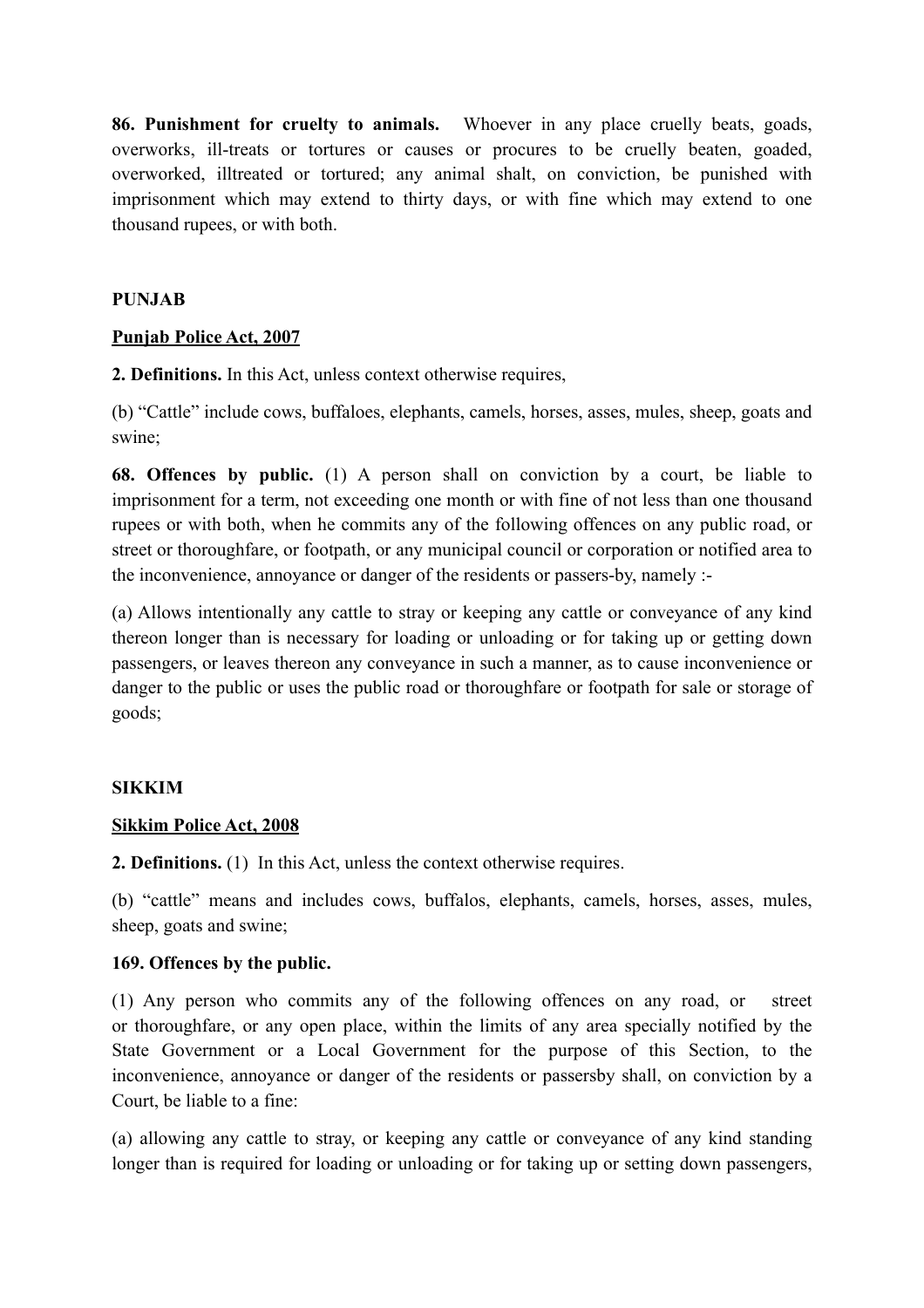**86. Punishment for cruelty to animals.** Whoever in any place cruelly beats, goads, overworks, ill-treats or tortures or causes or procures to be cruelly beaten, goaded, overworked, illtreated or tortured; any animal shalt, on conviction, be punished with imprisonment which may extend to thirty days, or with fine which may extend to one thousand rupees, or with both.

**PUNJAB**

**Punjab Police Act, 2007**

**2. Definitions.** In this Act, unless context otherwise requires,

(b) "Cattle" include cows, buffaloes, elephants, camels, horses, asses, mules, sheep, goats and swine;

**68. Offences by public.** (1) A person shall on conviction by a court, be liable to imprisonment for a term, not exceeding one month or with fine of not less than one thousand rupees or with both, when he commits any of the following offences on any public road, or street or thoroughfare, or footpath, or any municipal council or corporation or notified area to the inconvenience, annoyance or danger of the residents or passers-by, namely :-

(a) Allows intentionally any cattle to stray or keeping any cattle or conveyance of any kind thereon longer than is necessary for loading or unloading or for taking up or getting down passengers, or leaves thereon any conveyance in such a manner, as to cause inconvenience or danger to the public or uses the public road or thoroughfare or footpath for sale or storage of goods;

**SIKKIM**

**Sikkim Police Act, 2008**

**2. Definitions.** (1) In this Act, unless the context otherwise requires.

(b) "cattle" means and includes cows, buffalos, elephants, camels, horses, asses, mules, sheep, goats and swine;

**169. Offences by the public.**

(1) Any person who commits any of the following offences on any road, or street or thoroughfare, or any open place, within the limits of any area specially notified by the State Government or a Local Government for the purpose of this Section, to the inconvenience, annoyance or danger of the residents or passersby shall, on conviction by a Court, be liable to a fine:

(a) allowing any cattle to stray, or keeping any cattle or conveyance of any kind standing longer than is required for loading or unloading or for taking up or setting down passengers,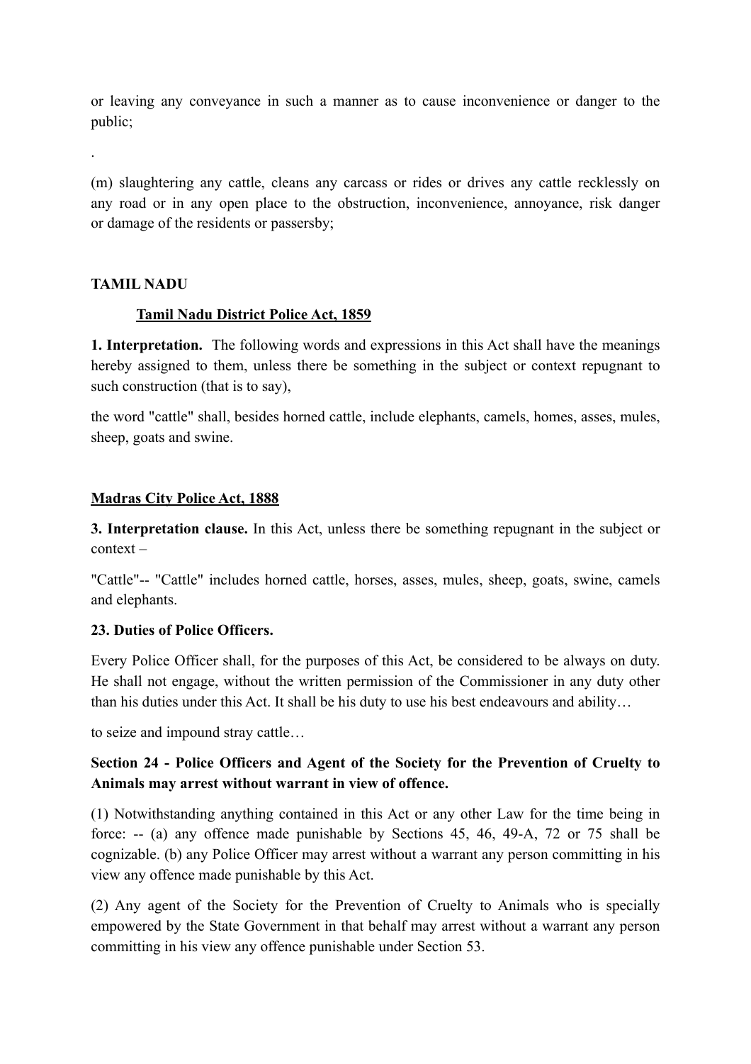or leaving any conveyance in such a manner as to cause inconvenience or danger to the public;

.

(m) slaughtering any cattle, cleans any carcass or rides or drives any cattle recklessly on any road or in any open place to the obstruction, inconvenience, annoyance, risk danger or damage of the residents or passersby;

## TAMIL NADU

### Tamil Nadu District Police Act, 1859

**1. Interpretation.** The following words and expressions in this Act shall have the meanings hereby assigned to them, unless there be something in the subject or context repugnant to such construction (that is to say),

the word "cattle" shall, besides horned cattle, include elephants, camels, homes, asses, mules, sheep, goats and swine.

### Madras City Police Act, 1888

**3. Interpretation clause.** In this Act, unless there be something repugnant in the subject or context –

"Cattle"-- "Cattle" includes horned cattle, horses, asses, mules, sheep, goats, swine, camels and elephants.

**23. Duties of Police Officers.**

Every Police Officer shall, for the purposes of this Act, be considered to be always on duty. He shall not engage, without the written permission of the Commissioner in any duty other than his duties under this Act. It shall be his duty to use his best endeavours and ability…

to seize and impound stray cattle…

**Section 24 - Police Officers and Agent of the Society for the Prevention of Cruelty to Animals may arrest without warrant in view of offence.**

(1) Notwithstanding anything contained in this Act or any other Law for the time being in force: -- (a) any offence made punishable by Sections 45, 46, 49-A, 72 or 75 shall be cognizable. (b) any Police Officer may arrest without a warrant any person committing in his view any offence made punishable by this Act.

(2) Any agent of the Society for the Prevention of Cruelty to Animals who is specially empowered by the State Government in that behalf may arrest without a warrant any person committing in his view any offence punishable under Section 53.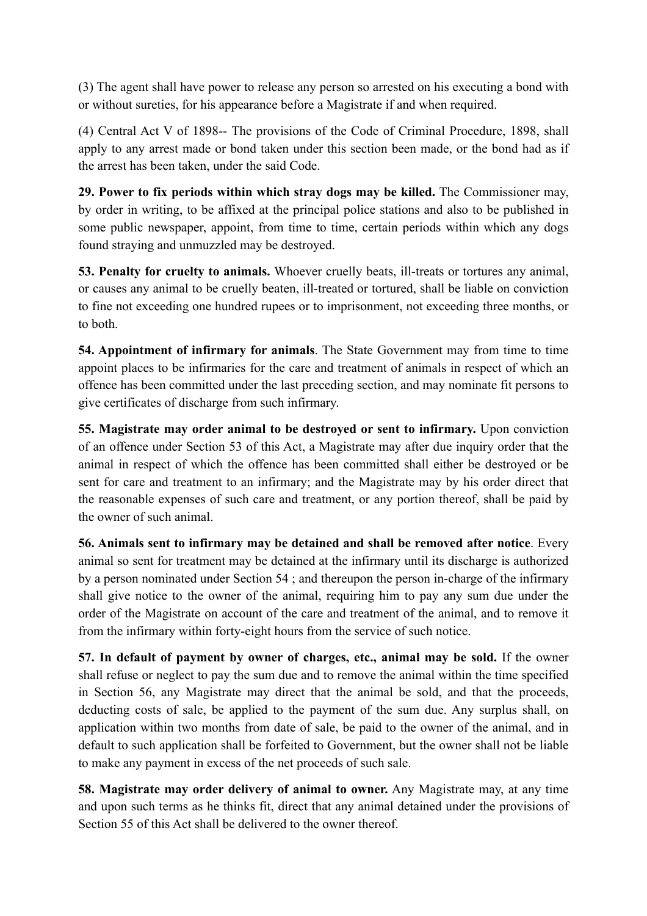(3) The agent shall have power to release any person so arrested on his executing a bond with or without sureties, for his appearance before a Magistrate if and when required.

(4) Central Act V of 1898-- The provisions of the Code of Criminal Procedure, 1898, shall apply to any arrest made or bond taken under this section been made, or the bond had as if the arrest has been taken, under the said Code.

**29. Power to fix periods within which stray dogs may be killed.** The Commissioner may, by order in writing, to be affixed at the principal police stations and also to be published in some public newspaper, appoint, from time to time, certain periods within which any dogs found straying and unmuzzled may be destroyed.

**53. Penalty for cruelty to animals.** Whoever cruelly beats, ill-treats or tortures any animal, or causes any animal to be cruelly beaten, ill-treated or tortured, shall be liable on conviction to fine not exceeding one hundred rupees or to imprisonment, not exceeding three months, or to both.

**54. Appointment of infirmary for animals**. The State Government may from time to time appoint places to be infirmaries for the care and treatment of animals in respect of which an offence has been committed under the last preceding section, and may nominate fit persons to give certificates of discharge from such infirmary.

**55. Magistrate may order animal to be destroyed or sent to infirmary.** Upon conviction of an offence under Section 53 of this Act, a Magistrate may after due inquiry order that the animal in respect of which the offence has been committed shall either be destroyed or be sent for care and treatment to an infirmary; and the Magistrate may by his order direct that the reasonable expenses of such care and treatment, or any portion thereof, shall be paid by the owner of such animal.

**56. Animals sent to infirmary may be detained and shall be removed after notice**. Every animal so sent for treatment may be detained at the infirmary until its discharge is authorized by a person nominated under Section 54 ; and thereupon the person in-charge of the infirmary shall give notice to the owner of the animal, requiring him to pay any sum due under the order of the Magistrate on account of the care and treatment of the animal, and to remove it from the infirmary within forty-eight hours from the service of such notice.

**57. In default of payment by owner of charges, etc., animal may be sold.** If the owner shall refuse or neglect to pay the sum due and to remove the animal within the time specified in Section 56, any Magistrate may direct that the animal be sold, and that the proceeds, deducting costs of sale, be applied to the payment of the sum due. Any surplus shall, on application within two months from date of sale, be paid to the owner of the animal, and in default to such application shall be forfeited to Government, but the owner shall not be liable to make any payment in excess of the net proceeds of such sale.

**58. Magistrate may order delivery of animal to owner.** Any Magistrate may, at any time and upon such terms as he thinks fit, direct that any animal detained under the provisions of Section 55 of this Act shall be delivered to the owner thereof.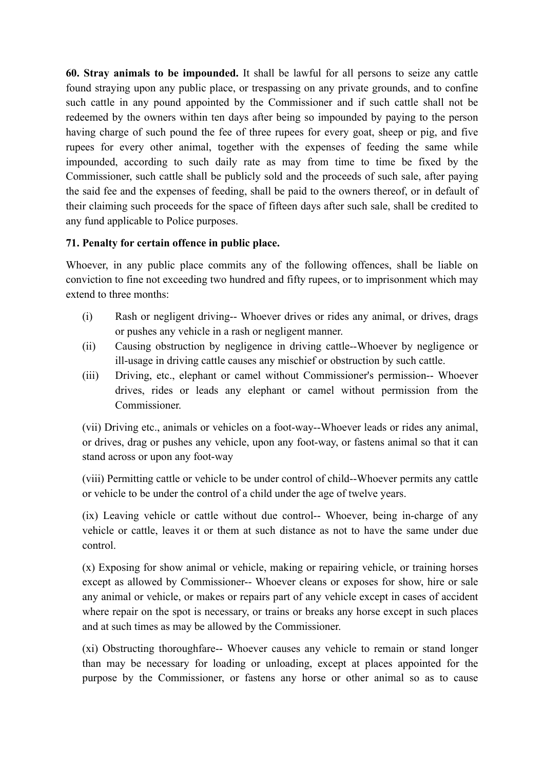**60. Stray animals to be impounded.** It shall be lawful for all persons to seize any cattle found straying upon any public place, or trespassing on any private grounds, and to confine such cattle in any pound appointed by the Commissioner and if such cattle shall not be redeemed by the owners within ten days after being so impounded by paying to the person having charge of such pound the fee of three rupees for every goat, sheep or pig, and five rupees for every other animal, together with the expenses of feeding the same while impounded, according to such daily rate as may from time to time be fixed by the Commissioner, such cattle shall be publicly sold and the proceeds of such sale, after paying the said fee and the expenses of feeding, shall be paid to the owners thereof, or in default of their claiming such proceeds for the space of fifteen days after such sale, shall be credited to any fund applicable to Police purposes.

**71. Penalty for certain offence in public place.**

Whoever, in any public place commits any of the following offences, shall be liable on conviction to fine not exceeding two hundred and fifty rupees, or to imprisonment which may extend to three months:

(i) Rash or negligent driving-- Whoever drives or rides any animal, or drives, drags or pushes any vehicle in a rash or negligent manner.

(ii) Causing obstruction by negligence in driving cattle--Whoever by negligence or ill-usage in driving cattle causes any mischief or obstruction by such cattle.

(iii) Driving, etc., elephant or camel without Commissioner's permission-- Whoever drives, rides or leads any elephant or camel without permission from the Commissioner.

(vii) Driving etc., animals or vehicles on a foot-way--Whoever leads or rides any animal, or drives, drag or pushes any vehicle, upon any foot-way, or fastens animal so that it can stand across or upon any foot-way

(viii) Permitting cattle or vehicle to be under control of child--Whoever permits any cattle or vehicle to be under the control of a child under the age of twelve years.

(ix) Leaving vehicle or cattle without due control-- Whoever, being in-charge of any vehicle or cattle, leaves it or them at such distance as not to have the same under due control.

(x) Exposing for show animal or vehicle, making or repairing vehicle, or training horses except as allowed by Commissioner-- Whoever cleans or exposes for show, hire or sale any animal or vehicle, or makes or repairs part of any vehicle except in cases of accident where repair on the spot is necessary, or trains or breaks any horse except in such places and at such times as may be allowed by the Commissioner.

(xi) Obstructing thoroughfare-- Whoever causes any vehicle to remain or stand longer than may be necessary for loading or unloading, except at places appointed for the purpose by the Commissioner, or fastens any horse or other animal so as to cause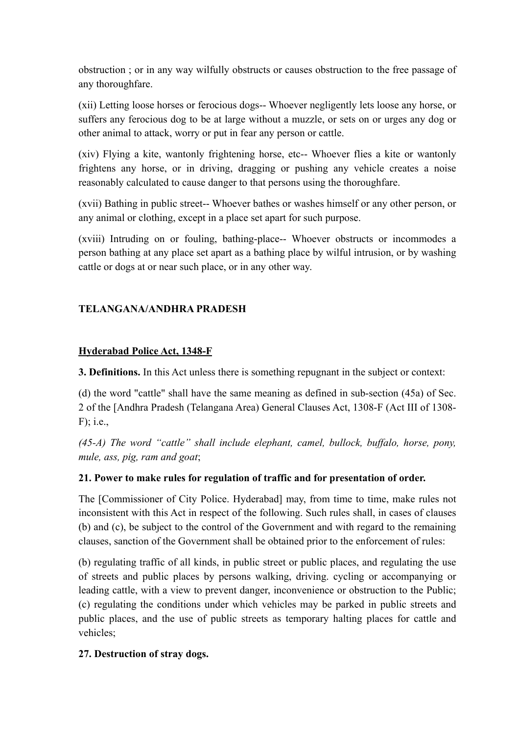obstruction ; or in any way wilfully obstructs or causes obstruction to the free passage of any thoroughfare.

(xii) Letting loose horses or ferocious dogs-- Whoever negligently lets loose any horse, or suffers any ferocious dog to be at large without a muzzle, or sets on or urges any dog or other animal to attack, worry or put in fear any person or cattle.

(xiv) Flying a kite, wantonly frightening horse, etc-- Whoever flies a kite or wantonly frightens any horse, or in driving, dragging or pushing any vehicle creates a noise reasonably calculated to cause danger to that persons using the thoroughfare.

(xvii) Bathing in public street-- Whoever bathes or washes himself or any other person, or any animal or clothing, except in a place set apart for such purpose.

(xviii) Intruding on or fouling, bathing-place-- Whoever obstructs or incommodes a person bathing at any place set apart as a bathing place by wilful intrusion, or by washing cattle or dogs at or near such place, or in any other way.

## TELANGANA/ANDHRA PRADESH

### Hyderabad Police Act, 1348-F

**3. Definitions.** In this Act unless there is something repugnant in the subject or context:

(d) the word "cattle" shall have the same meaning as defined in sub-section (45a) of Sec. 2 of the [Andhra Pradesh (Telangana Area) General Clauses Act, 1308-F (Act III of 1308-F); i.e.,

*(45-A) The word "cattle" shall include elephant, camel, bullock, buffalo, horse, pony, mule, ass, pig, ram and goat*;

**21. Power to make rules for regulation of traffic and for presentation of order.**

The [Commissioner of City Police. Hyderabad] may, from time to time, make rules not inconsistent with this Act in respect of the following. Such rules shall, in cases of clauses (b) and (c), be subject to the control of the Government and with regard to the remaining clauses, sanction of the Government shall be obtained prior to the enforcement of rules:

(b) regulating traffic of all kinds, in public street or public places, and regulating the use of streets and public places by persons walking, driving. cycling or accompanying or leading cattle, with a view to prevent danger, inconvenience or obstruction to the Public;
(c) regulating the conditions under which vehicles may be parked in public streets and public places, and the use of public streets as temporary halting places for cattle and vehicles;

**27. Destruction of stray dogs.**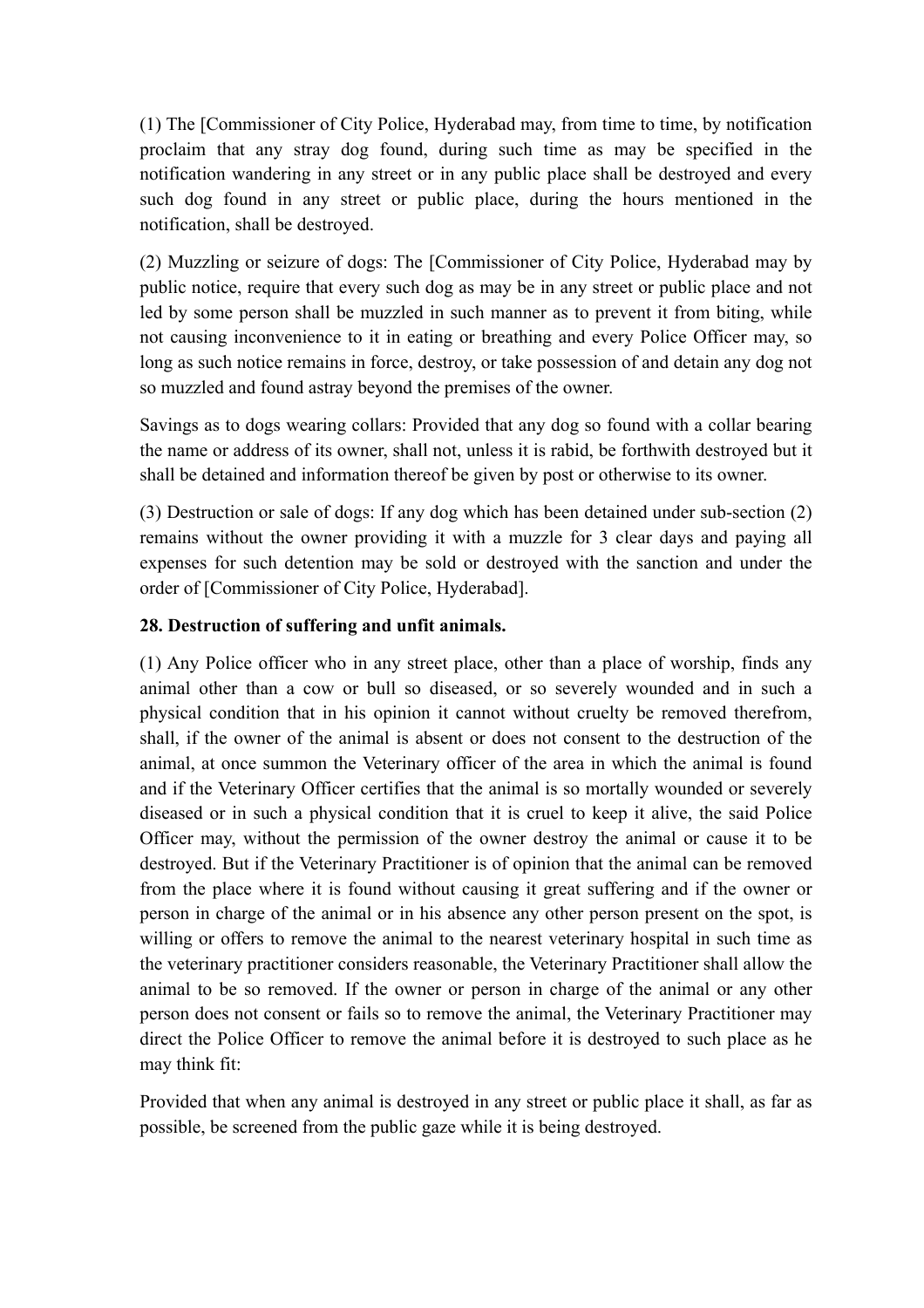(1) The [Commissioner of City Police, Hyderabad may, from time to time, by notification proclaim that any stray dog found, during such time as may be specified in the notification wandering in any street or in any public place shall be destroyed and every such dog found in any street or public place, during the hours mentioned in the notification, shall be destroyed.

(2) Muzzling or seizure of dogs: The [Commissioner of City Police, Hyderabad may by public notice, require that every such dog as may be in any street or public place and not led by some person shall be muzzled in such manner as to prevent it from biting, while not causing inconvenience to it in eating or breathing and every Police Officer may, so long as such notice remains in force, destroy, or take possession of and detain any dog not so muzzled and found astray beyond the premises of the owner.

Savings as to dogs wearing collars: Provided that any dog so found with a collar bearing the name or address of its owner, shall not, unless it is rabid, be forthwith destroyed but it shall be detained and information thereof be given by post or otherwise to its owner.

(3) Destruction or sale of dogs: If any dog which has been detained under sub-section (2) remains without the owner providing it with a muzzle for 3 clear days and paying all expenses for such detention may be sold or destroyed with the sanction and under the order of [Commissioner of City Police, Hyderabad].

**28. Destruction of suffering and unfit animals.**

(1) Any Police officer who in any street place, other than a place of worship, finds any animal other than a cow or bull so diseased, or so severely wounded and in such a physical condition that in his opinion it cannot without cruelty be removed therefrom, shall, if the owner of the animal is absent or does not consent to the destruction of the animal, at once summon the Veterinary officer of the area in which the animal is found and if the Veterinary Officer certifies that the animal is so mortally wounded or severely diseased or in such a physical condition that it is cruel to keep it alive, the said Police Officer may, without the permission of the owner destroy the animal or cause it to be destroyed. But if the Veterinary Practitioner is of opinion that the animal can be removed from the place where it is found without causing it great suffering and if the owner or person in charge of the animal or in his absence any other person present on the spot, is willing or offers to remove the animal to the nearest veterinary hospital in such time as the veterinary practitioner considers reasonable, the Veterinary Practitioner shall allow the animal to be so removed. If the owner or person in charge of the animal or any other person does not consent or fails so to remove the animal, the Veterinary Practitioner may direct the Police Officer to remove the animal before it is destroyed to such place as he may think fit:

Provided that when any animal is destroyed in any street or public place it shall, as far as possible, be screened from the public gaze while it is being destroyed.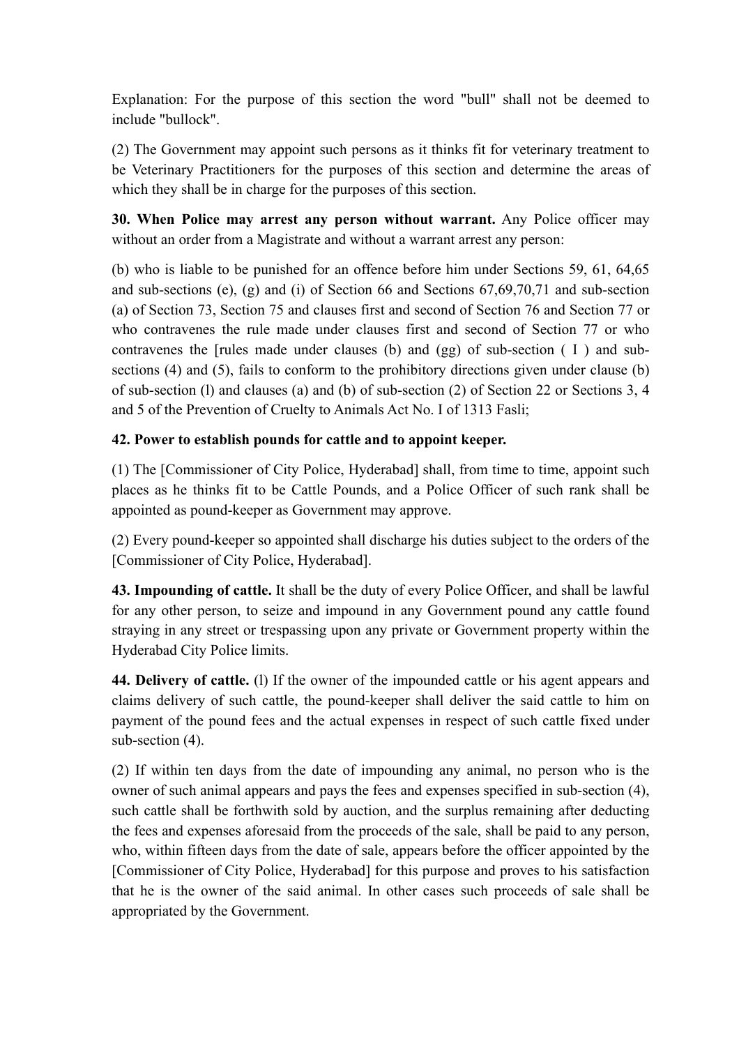Explanation: For the purpose of this section the word "bull" shall not be deemed to include "bullock".

(2) The Government may appoint such persons as it thinks fit for veterinary treatment to be Veterinary Practitioners for the purposes of this section and determine the areas of which they shall be in charge for the purposes of this section.

**30. When Police may arrest any person without warrant.** Any Police officer may without an order from a Magistrate and without a warrant arrest any person:

(b) who is liable to be punished for an offence before him under Sections 59, 61, 64,65 and sub-sections (e), (g) and (i) of Section 66 and Sections 67,69,70,71 and sub-section (a) of Section 73, Section 75 and clauses first and second of Section 76 and Section 77 or who contravenes the rule made under clauses first and second of Section 77 or who contravenes the [rules made under clauses (b) and (gg) of sub-section ( I ) and sub-sections (4) and (5), fails to conform to the prohibitory directions given under clause (b) of sub-section (l) and clauses (a) and (b) of sub-section (2) of Section 22 or Sections 3, 4 and 5 of the Prevention of Cruelty to Animals Act No. I of 1313 Fasli;

**42. Power to establish pounds for cattle and to appoint keeper.**

(1) The [Commissioner of City Police, Hyderabad] shall, from time to time, appoint such places as he thinks fit to be Cattle Pounds, and a Police Officer of such rank shall be appointed as pound-keeper as Government may approve.

(2) Every pound-keeper so appointed shall discharge his duties subject to the orders of the [Commissioner of City Police, Hyderabad].

**43. Impounding of cattle.** It shall be the duty of every Police Officer, and shall be lawful for any other person, to seize and impound in any Government pound any cattle found straying in any street or trespassing upon any private or Government property within the Hyderabad City Police limits.

**44. Delivery of cattle.** (l) If the owner of the impounded cattle or his agent appears and claims delivery of such cattle, the pound-keeper shall deliver the said cattle to him on payment of the pound fees and the actual expenses in respect of such cattle fixed under sub-section (4).

(2) If within ten days from the date of impounding any animal, no person who is the owner of such animal appears and pays the fees and expenses specified in sub-section (4), such cattle shall be forthwith sold by auction, and the surplus remaining after deducting the fees and expenses aforesaid from the proceeds of the sale, shall be paid to any person, who, within fifteen days from the date of sale, appears before the officer appointed by the [Commissioner of City Police, Hyderabad] for this purpose and proves to his satisfaction that he is the owner of the said animal. In other cases such proceeds of sale shall be appropriated by the Government.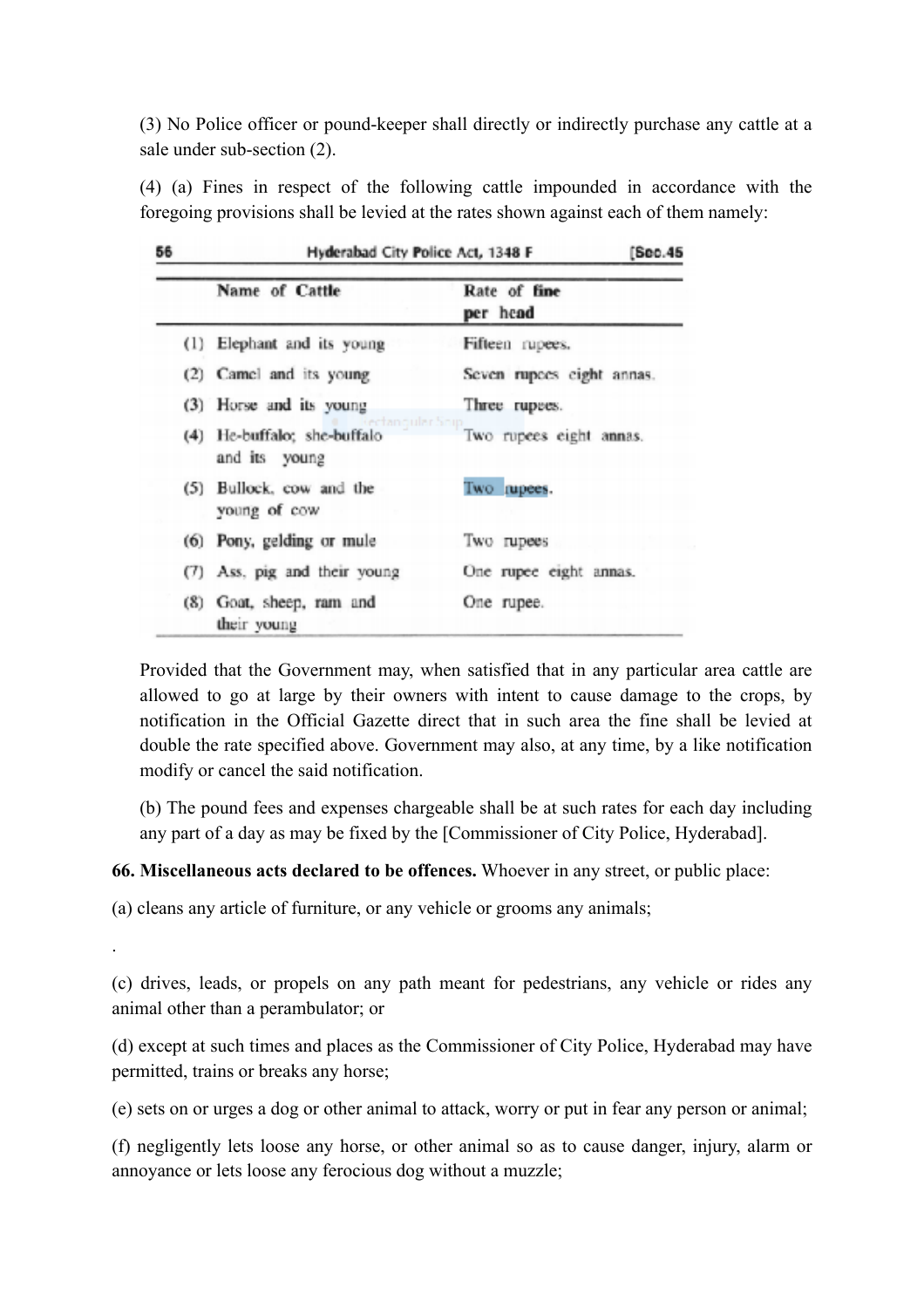(3) No Police officer or pound-keeper shall directly or indirectly purchase any cattle at a sale under sub-section (2).

(4) (a) Fines in respect of the following cattle impounded in accordance with the foregoing provisions shall be levied at the rates shown against each of them namely:

| | Name of Cattle | Rate of fine per head |
|---|---|---|
| (1) | Elephant and its young | Fifteen rupees. |
| (2) | Camel and its young | Seven rupees eight annas. |
| (3) | Horse and its young | Three rupees. |
| (4) | He-buffalo; she-buffalo and its young | Two rupees eight annas. |
| (5) | Bullock, cow and the young of cow | Two rupees. |
| (6) | Pony, gelding or mule | Two rupees |
| (7) | Ass, pig and their young | One rupee eight annas. |
| (8) | Goat, sheep, ram and their young | One rupee. |

Provided that the Government may, when satisfied that in any particular area cattle are allowed to go at large by their owners with intent to cause damage to the crops, by notification in the Official Gazette direct that in such area the fine shall be levied at double the rate specified above. Government may also, at any time, by a like notification modify or cancel the said notification.

(b) The pound fees and expenses chargeable shall be at such rates for each day including any part of a day as may be fixed by the [Commissioner of City Police, Hyderabad].

**66. Miscellaneous acts declared to be offences.** Whoever in any street, or public place:

(a) cleans any article of furniture, or any vehicle or grooms any animals;

.

(c) drives, leads, or propels on any path meant for pedestrians, any vehicle or rides any animal other than a perambulator; or

(d) except at such times and places as the Commissioner of City Police, Hyderabad may have permitted, trains or breaks any horse;

(e) sets on or urges a dog or other animal to attack, worry or put in fear any person or animal;

(f) negligently lets loose any horse, or other animal so as to cause danger, injury, alarm or annoyance or lets loose any ferocious dog without a muzzle;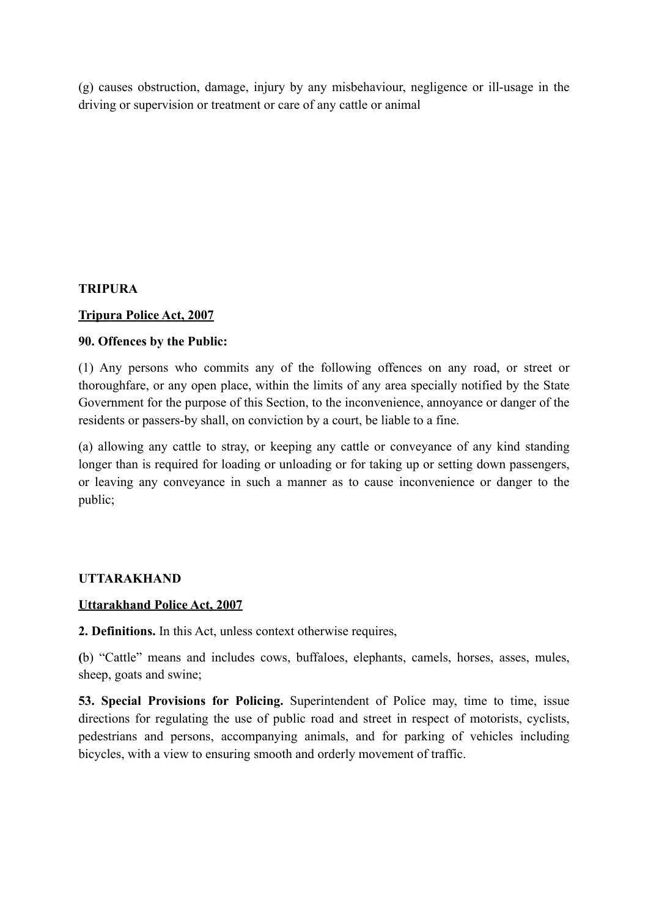(g) causes obstruction, damage, injury by any misbehaviour, negligence or ill-usage in the driving or supervision or treatment or care of any cattle or animal

**TRIPURA**

**Tripura Police Act, 2007**

**90. Offences by the Public:**

(1) Any persons who commits any of the following offences on any road, or street or thoroughfare, or any open place, within the limits of any area specially notified by the State Government for the purpose of this Section, to the inconvenience, annoyance or danger of the residents or passers-by shall, on conviction by a court, be liable to a fine.

(a) allowing any cattle to stray, or keeping any cattle or conveyance of any kind standing longer than is required for loading or unloading or for taking up or setting down passengers, or leaving any conveyance in such a manner as to cause inconvenience or danger to the public;

**UTTARAKHAND**

**Uttarakhand Police Act, 2007**

**2. Definitions.** In this Act, unless context otherwise requires,

**(**b) "Cattle" means and includes cows, buffaloes, elephants, camels, horses, asses, mules, sheep, goats and swine;

**53. Special Provisions for Policing.** Superintendent of Police may, time to time, issue directions for regulating the use of public road and street in respect of motorists, cyclists, pedestrians and persons, accompanying animals, and for parking of vehicles including bicycles, with a view to ensuring smooth and orderly movement of traffic.